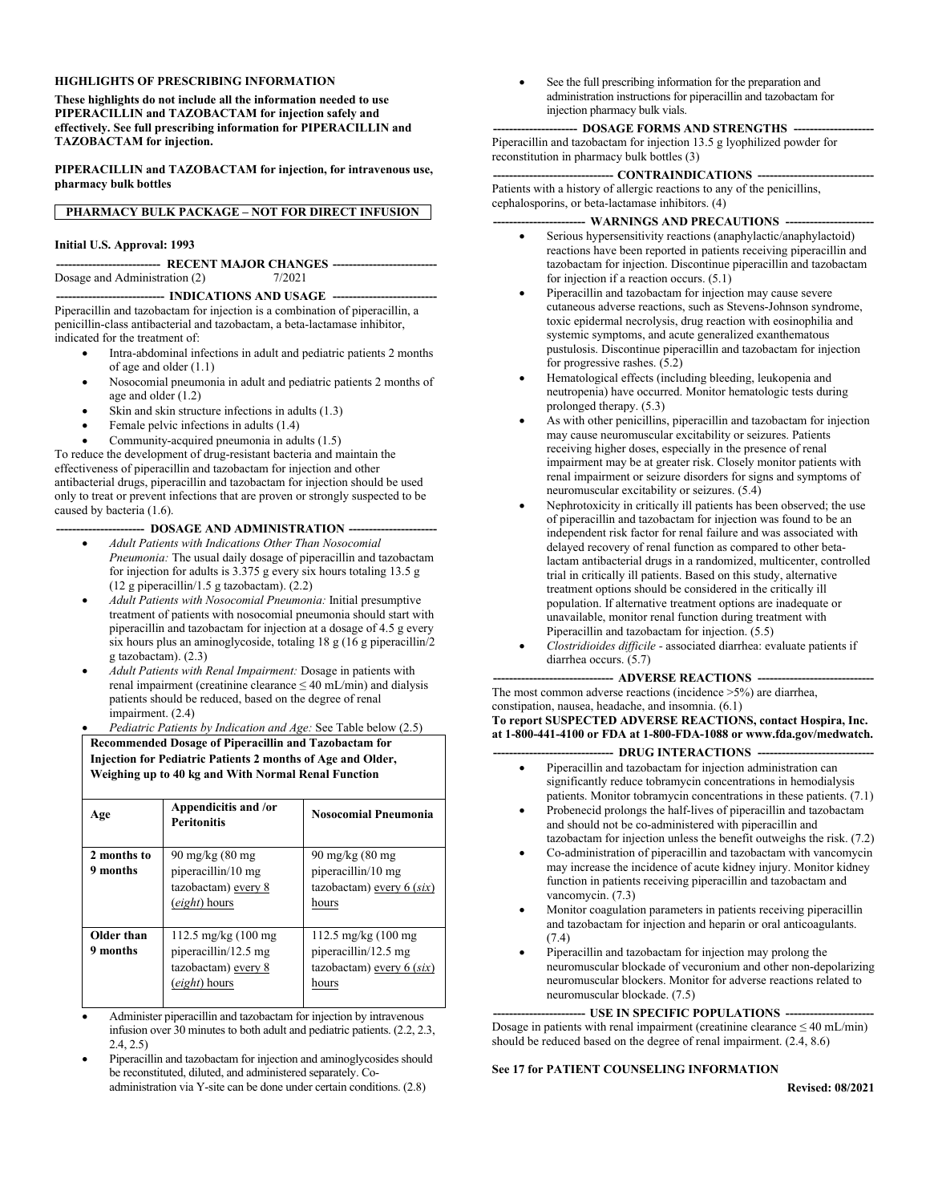**HIGHLIGHTS OF PRESCRIBING INFORMATION**

**These highlights do not include all the information needed to use PIPERACILLIN and TAZOBACTAM for injection safely and effectively. See full prescribing information for PIPERACILLIN and TAZOBACTAM for injection.**

**PIPERACILLIN and TAZOBACTAM for injection, for intravenous use, pharmacy bulk bottles**

**PHARMACY BULK PACKAGE – NOT FOR DIRECT INFUSION**

**Initial U.S. Approval: 1993**

## RECENT MAJOR CHANGES

Dosage and Administration (2) 7/2021

## INDICATIONS AND USAGE

Piperacillin and tazobactam for injection is a combination of piperacillin, a penicillin-class antibacterial and tazobactam, a beta-lactamase inhibitor, indicated for the treatment of:

- Intra-abdominal infections in adult and pediatric patients 2 months of age and older (1.1)
- Nosocomial pneumonia in adult and pediatric patients 2 months of age and older (1.2)
- Skin and skin structure infections in adults (1.3)
- Female pelvic infections in adults (1.4)
- Community-acquired pneumonia in adults (1.5)

To reduce the development of drug-resistant bacteria and maintain the effectiveness of piperacillin and tazobactam for injection and other antibacterial drugs, piperacillin and tazobactam for injection should be used only to treat or prevent infections that are proven or strongly suspected to be caused by bacteria (1.6).

## DOSAGE AND ADMINISTRATION

- *Adult Patients with Indications Other Than Nosocomial Pneumonia:* The usual daily dosage of piperacillin and tazobactam for injection for adults is 3.375 g every six hours totaling 13.5 g (12 g piperacillin/1.5 g tazobactam). (2.2)
- *Adult Patients with Nosocomial Pneumonia:* Initial presumptive treatment of patients with nosocomial pneumonia should start with piperacillin and tazobactam for injection at a dosage of 4.5 g every six hours plus an aminoglycoside, totaling 18 g (16 g piperacillin/2 g tazobactam). (2.3)
- *Adult Patients with Renal Impairment:* Dosage in patients with renal impairment (creatinine clearance ≤ 40 mL/min) and dialysis patients should be reduced, based on the degree of renal impairment. (2.4)
- *Pediatric Patients by Indication and Age:* See Table below (2.5)

**Recommended Dosage of Piperacillin and Tazobactam for Injection for Pediatric Patients 2 months of Age and Older, Weighing up to 40 kg and With Normal Renal Function**

| Age | Appendicitis and /or Peritonitis | Nosocomial Pneumonia |
|---|---|---|
| **2 months to 9 months** | 90 mg/kg (80 mg piperacillin/10 mg tazobactam) every 8 (*eight*) hours | 90 mg/kg (80 mg piperacillin/10 mg tazobactam) every 6 (*six*) hours |
| **Older than 9 months** | 112.5 mg/kg (100 mg piperacillin/12.5 mg tazobactam) every 8 (*eight*) hours | 112.5 mg/kg (100 mg piperacillin/12.5 mg tazobactam) every 6 (*six*) hours |

- Administer piperacillin and tazobactam for injection by intravenous infusion over 30 minutes to both adult and pediatric patients. (2.2, 2.3, 2.4, 2.5)
- Piperacillin and tazobactam for injection and aminoglycosides should be reconstituted, diluted, and administered separately. Co-administration via Y-site can be done under certain conditions. (2.8)
- See the full prescribing information for the preparation and administration instructions for piperacillin and tazobactam for injection pharmacy bulk vials.

## DOSAGE FORMS AND STRENGTHS

Piperacillin and tazobactam for injection 13.5 g lyophilized powder for reconstitution in pharmacy bulk bottles (3)

## CONTRAINDICATIONS

Patients with a history of allergic reactions to any of the penicillins, cephalosporins, or beta-lactamase inhibitors. (4)

## WARNINGS AND PRECAUTIONS

- Serious hypersensitivity reactions (anaphylactic/anaphylactoid) reactions have been reported in patients receiving piperacillin and tazobactam for injection. Discontinue piperacillin and tazobactam for injection if a reaction occurs. (5.1)
- Piperacillin and tazobactam for injection may cause severe cutaneous adverse reactions, such as Stevens-Johnson syndrome, toxic epidermal necrolysis, drug reaction with eosinophilia and systemic symptoms, and acute generalized exanthematous pustulosis. Discontinue piperacillin and tazobactam for injection for progressive rashes. (5.2)
- Hematological effects (including bleeding, leukopenia and neutropenia) have occurred. Monitor hematologic tests during prolonged therapy. (5.3)
- As with other penicillins, piperacillin and tazobactam for injection may cause neuromuscular excitability or seizures. Patients receiving higher doses, especially in the presence of renal impairment may be at greater risk. Closely monitor patients with renal impairment or seizure disorders for signs and symptoms of neuromuscular excitability or seizures. (5.4)
- Nephrotoxicity in critically ill patients has been observed; the use of piperacillin and tazobactam for injection was found to be an independent risk factor for renal failure and was associated with delayed recovery of renal function as compared to other beta-lactam antibacterial drugs in a randomized, multicenter, controlled trial in critically ill patients. Based on this study, alternative treatment options should be considered in the critically ill population. If alternative treatment options are inadequate or unavailable, monitor renal function during treatment with Piperacillin and tazobactam for injection. (5.5)
- *Clostridioides difficile* - associated diarrhea: evaluate patients if diarrhea occurs. (5.7)

## ADVERSE REACTIONS

The most common adverse reactions (incidence >5%) are diarrhea, constipation, nausea, headache, and insomnia. (6.1)

**To report SUSPECTED ADVERSE REACTIONS, contact Hospira, Inc. at 1-800-441-4100 or FDA at 1-800-FDA-1088 or www.fda.gov/medwatch.**

## DRUG INTERACTIONS

- Piperacillin and tazobactam for injection administration can significantly reduce tobramycin concentrations in hemodialysis patients. Monitor tobramycin concentrations in these patients. (7.1)
- Probenecid prolongs the half-lives of piperacillin and tazobactam and should not be co-administered with piperacillin and tazobactam for injection unless the benefit outweighs the risk. (7.2)
- Co-administration of piperacillin and tazobactam with vancomycin may increase the incidence of acute kidney injury. Monitor kidney function in patients receiving piperacillin and tazobactam and vancomycin. (7.3)
- Monitor coagulation parameters in patients receiving piperacillin and tazobactam for injection and heparin or oral anticoagulants. (7.4)
- Piperacillin and tazobactam for injection may prolong the neuromuscular blockade of vecuronium and other non-depolarizing neuromuscular blockers. Monitor for adverse reactions related to neuromuscular blockade. (7.5)

## USE IN SPECIFIC POPULATIONS

Dosage in patients with renal impairment (creatinine clearance ≤ 40 mL/min) should be reduced based on the degree of renal impairment. (2.4, 8.6)

**See 17 for PATIENT COUNSELING INFORMATION**

**Revised: 08/2021**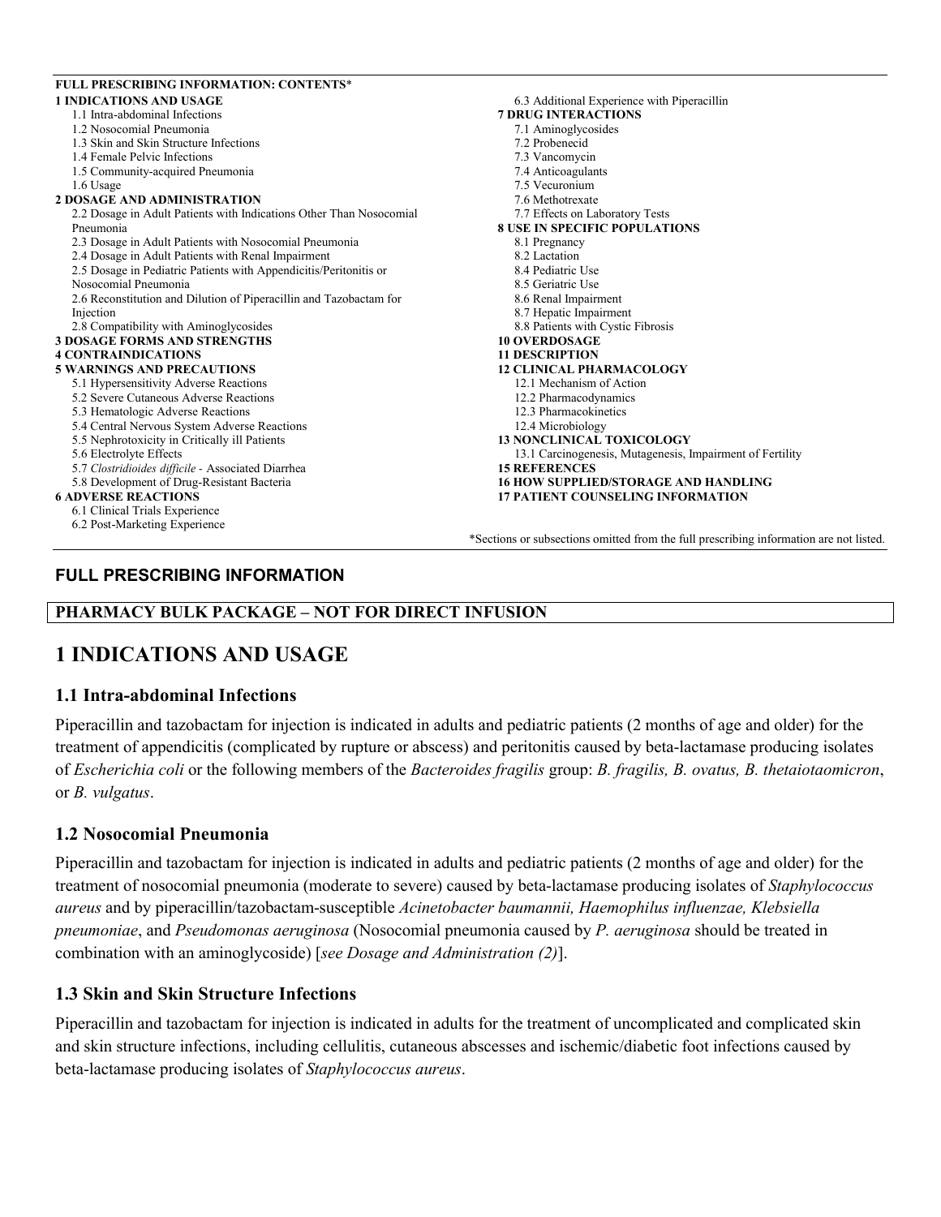**FULL PRESCRIBING INFORMATION: CONTENTS***

**1 INDICATIONS AND USAGE**
- 1.1 Intra-abdominal Infections
- 1.2 Nosocomial Pneumonia
- 1.3 Skin and Skin Structure Infections
- 1.4 Female Pelvic Infections
- 1.5 Community-acquired Pneumonia
- 1.6 Usage

**2 DOSAGE AND ADMINISTRATION**
- 2.2 Dosage in Adult Patients with Indications Other Than Nosocomial Pneumonia
- 2.3 Dosage in Adult Patients with Nosocomial Pneumonia
- 2.4 Dosage in Adult Patients with Renal Impairment
- 2.5 Dosage in Pediatric Patients with Appendicitis/Peritonitis or Nosocomial Pneumonia
- 2.6 Reconstitution and Dilution of Piperacillin and Tazobactam for Injection
- 2.8 Compatibility with Aminoglycosides

**3 DOSAGE FORMS AND STRENGTHS**

**4 CONTRAINDICATIONS**

**5 WARNINGS AND PRECAUTIONS**
- 5.1 Hypersensitivity Adverse Reactions
- 5.2 Severe Cutaneous Adverse Reactions
- 5.3 Hematologic Adverse Reactions
- 5.4 Central Nervous System Adverse Reactions
- 5.5 Nephrotoxicity in Critically ill Patients
- 5.6 Electrolyte Effects
- 5.7 *Clostridioides difficile* - Associated Diarrhea
- 5.8 Development of Drug-Resistant Bacteria

**6 ADVERSE REACTIONS**
- 6.1 Clinical Trials Experience
- 6.2 Post-Marketing Experience
- 6.3 Additional Experience with Piperacillin

**7 DRUG INTERACTIONS**
- 7.1 Aminoglycosides
- 7.2 Probenecid
- 7.3 Vancomycin
- 7.4 Anticoagulants
- 7.5 Vecuronium
- 7.6 Methotrexate
- 7.7 Effects on Laboratory Tests

**8 USE IN SPECIFIC POPULATIONS**
- 8.1 Pregnancy
- 8.2 Lactation
- 8.4 Pediatric Use
- 8.5 Geriatric Use
- 8.6 Renal Impairment
- 8.7 Hepatic Impairment
- 8.8 Patients with Cystic Fibrosis

**10 OVERDOSAGE**

**11 DESCRIPTION**

**12 CLINICAL PHARMACOLOGY**
- 12.1 Mechanism of Action
- 12.2 Pharmacodynamics
- 12.3 Pharmacokinetics
- 12.4 Microbiology

**13 NONCLINICAL TOXICOLOGY**
- 13.1 Carcinogenesis, Mutagenesis, Impairment of Fertility

**15 REFERENCES**

**16 HOW SUPPLIED/STORAGE AND HANDLING**

**17 PATIENT COUNSELING INFORMATION**

*Sections or subsections omitted from the full prescribing information are not listed.

## FULL PRESCRIBING INFORMATION

**PHARMACY BULK PACKAGE – NOT FOR DIRECT INFUSION**

# 1 INDICATIONS AND USAGE

## 1.1 Intra-abdominal Infections

Piperacillin and tazobactam for injection is indicated in adults and pediatric patients (2 months of age and older) for the treatment of appendicitis (complicated by rupture or abscess) and peritonitis caused by beta-lactamase producing isolates of *Escherichia coli* or the following members of the *Bacteroides fragilis* group: *B. fragilis, B. ovatus, B. thetaiotaomicron*, or *B. vulgatus*.

## 1.2 Nosocomial Pneumonia

Piperacillin and tazobactam for injection is indicated in adults and pediatric patients (2 months of age and older) for the treatment of nosocomial pneumonia (moderate to severe) caused by beta-lactamase producing isolates of *Staphylococcus aureus* and by piperacillin/tazobactam-susceptible *Acinetobacter baumannii, Haemophilus influenzae, Klebsiella pneumoniae*, and *Pseudomonas aeruginosa* (Nosocomial pneumonia caused by *P. aeruginosa* should be treated in combination with an aminoglycoside) [*see Dosage and Administration (2)*].

## 1.3 Skin and Skin Structure Infections

Piperacillin and tazobactam for injection is indicated in adults for the treatment of uncomplicated and complicated skin and skin structure infections, including cellulitis, cutaneous abscesses and ischemic/diabetic foot infections caused by beta-lactamase producing isolates of *Staphylococcus aureus*.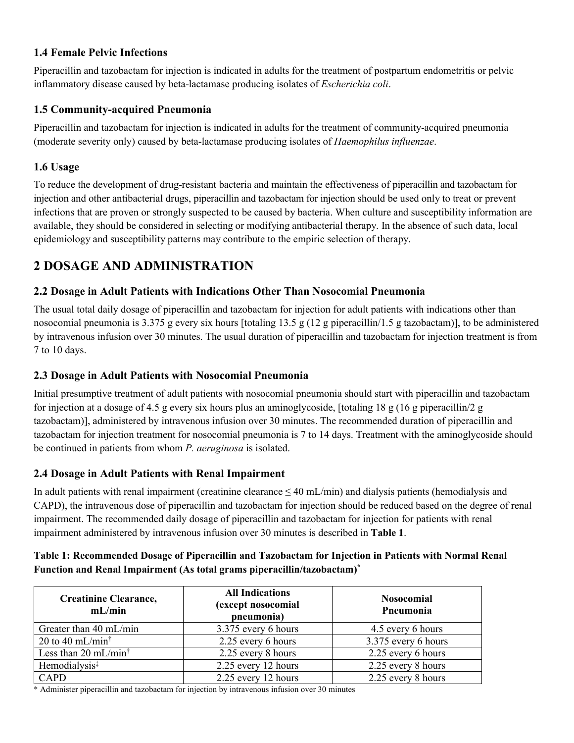### 1.4 Female Pelvic Infections

Piperacillin and tazobactam for injection is indicated in adults for the treatment of postpartum endometritis or pelvic inflammatory disease caused by beta-lactamase producing isolates of *Escherichia coli*.

### 1.5 Community-acquired Pneumonia

Piperacillin and tazobactam for injection is indicated in adults for the treatment of community-acquired pneumonia (moderate severity only) caused by beta-lactamase producing isolates of *Haemophilus influenzae*.

### 1.6 Usage

To reduce the development of drug-resistant bacteria and maintain the effectiveness of piperacillin and tazobactam for injection and other antibacterial drugs, piperacillin and tazobactam for injection should be used only to treat or prevent infections that are proven or strongly suspected to be caused by bacteria. When culture and susceptibility information are available, they should be considered in selecting or modifying antibacterial therapy. In the absence of such data, local epidemiology and susceptibility patterns may contribute to the empiric selection of therapy.

## 2 DOSAGE AND ADMINISTRATION

### 2.2 Dosage in Adult Patients with Indications Other Than Nosocomial Pneumonia

The usual total daily dosage of piperacillin and tazobactam for injection for adult patients with indications other than nosocomial pneumonia is 3.375 g every six hours [totaling 13.5 g (12 g piperacillin/1.5 g tazobactam)], to be administered by intravenous infusion over 30 minutes. The usual duration of piperacillin and tazobactam for injection treatment is from 7 to 10 days.

### 2.3 Dosage in Adult Patients with Nosocomial Pneumonia

Initial presumptive treatment of adult patients with nosocomial pneumonia should start with piperacillin and tazobactam for injection at a dosage of 4.5 g every six hours plus an aminoglycoside, [totaling 18 g (16 g piperacillin/2 g tazobactam)], administered by intravenous infusion over 30 minutes. The recommended duration of piperacillin and tazobactam for injection treatment for nosocomial pneumonia is 7 to 14 days. Treatment with the aminoglycoside should be continued in patients from whom *P. aeruginosa* is isolated.

### 2.4 Dosage in Adult Patients with Renal Impairment

In adult patients with renal impairment (creatinine clearance ≤ 40 mL/min) and dialysis patients (hemodialysis and CAPD), the intravenous dose of piperacillin and tazobactam for injection should be reduced based on the degree of renal impairment. The recommended daily dosage of piperacillin and tazobactam for injection for patients with renal impairment administered by intravenous infusion over 30 minutes is described in **Table 1**.

**Table 1: Recommended Dosage of Piperacillin and Tazobactam for Injection in Patients with Normal Renal Function and Renal Impairment (As total grams piperacillin/tazobactam)[*]**

| Creatinine Clearance, mL/min | All Indications (except nosocomial pneumonia) | Nosocomial Pneumonia |
|---|---|---|
| Greater than 40 mL/min | 3.375 every 6 hours | 4.5 every 6 hours |
| 20 to 40 mL/min[†] | 2.25 every 6 hours | 3.375 every 6 hours |
| Less than 20 mL/min[†] | 2.25 every 8 hours | 2.25 every 6 hours |
| Hemodialysis[‡] | 2.25 every 12 hours | 2.25 every 8 hours |
| CAPD | 2.25 every 12 hours | 2.25 every 8 hours |

\* Administer piperacillin and tazobactam for injection by intravenous infusion over 30 minutes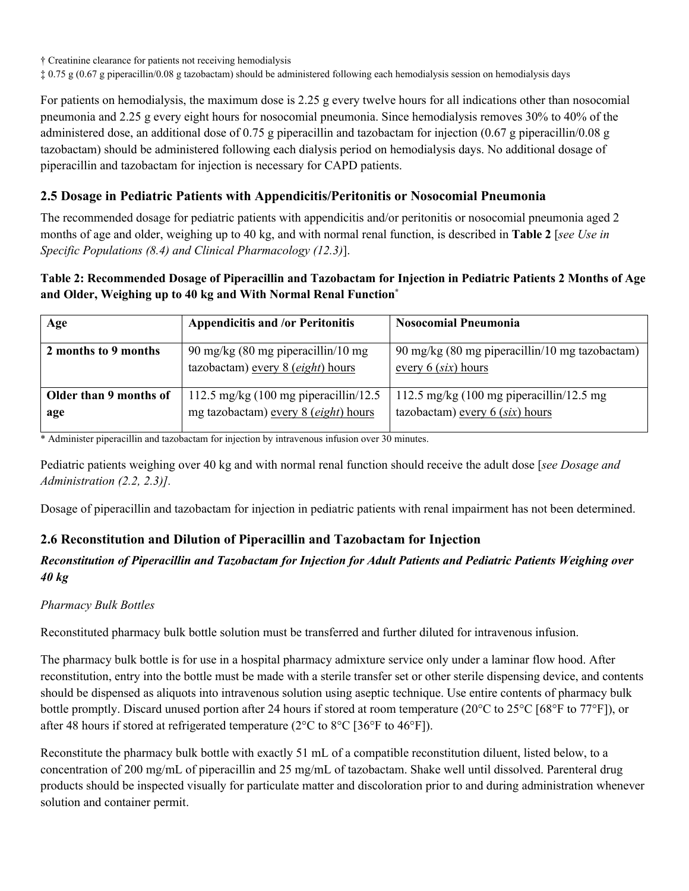† Creatinine clearance for patients not receiving hemodialysis

‡ 0.75 g (0.67 g piperacillin/0.08 g tazobactam) should be administered following each hemodialysis session on hemodialysis days

For patients on hemodialysis, the maximum dose is 2.25 g every twelve hours for all indications other than nosocomial pneumonia and 2.25 g every eight hours for nosocomial pneumonia. Since hemodialysis removes 30% to 40% of the administered dose, an additional dose of 0.75 g piperacillin and tazobactam for injection (0.67 g piperacillin/0.08 g tazobactam) should be administered following each dialysis period on hemodialysis days. No additional dosage of piperacillin and tazobactam for injection is necessary for CAPD patients.

## 2.5 Dosage in Pediatric Patients with Appendicitis/Peritonitis or Nosocomial Pneumonia

The recommended dosage for pediatric patients with appendicitis and/or peritonitis or nosocomial pneumonia aged 2 months of age and older, weighing up to 40 kg, and with normal renal function, is described in **Table 2** [*see Use in Specific Populations (8.4) and Clinical Pharmacology (12.3)*].

**Table 2: Recommended Dosage of Piperacillin and Tazobactam for Injection in Pediatric Patients 2 Months of Age and Older, Weighing up to 40 kg and With Normal Renal Function***

| Age | Appendicitis and /or Peritonitis | Nosocomial Pneumonia |
|---|---|---|
| **2 months to 9 months** | 90 mg/kg (80 mg piperacillin/10 mg tazobactam) every 8 (*eight*) hours | 90 mg/kg (80 mg piperacillin/10 mg tazobactam) every 6 (*six*) hours |
| **Older than 9 months of age** | 112.5 mg/kg (100 mg piperacillin/12.5 mg tazobactam) every 8 (*eight*) hours | 112.5 mg/kg (100 mg piperacillin/12.5 mg tazobactam) every 6 (*six*) hours |

* Administer piperacillin and tazobactam for injection by intravenous infusion over 30 minutes.

Pediatric patients weighing over 40 kg and with normal renal function should receive the adult dose [*see Dosage and Administration (2.2, 2.3)].*

Dosage of piperacillin and tazobactam for injection in pediatric patients with renal impairment has not been determined.

## 2.6 Reconstitution and Dilution of Piperacillin and Tazobactam for Injection

***Reconstitution of Piperacillin and Tazobactam for Injection for Adult Patients and Pediatric Patients Weighing over 40 kg***

*Pharmacy Bulk Bottles*

Reconstituted pharmacy bulk bottle solution must be transferred and further diluted for intravenous infusion.

The pharmacy bulk bottle is for use in a hospital pharmacy admixture service only under a laminar flow hood. After reconstitution, entry into the bottle must be made with a sterile transfer set or other sterile dispensing device, and contents should be dispensed as aliquots into intravenous solution using aseptic technique. Use entire contents of pharmacy bulk bottle promptly. Discard unused portion after 24 hours if stored at room temperature (20°C to 25°C [68°F to 77°F]), or after 48 hours if stored at refrigerated temperature (2°C to 8°C [36°F to 46°F]).

Reconstitute the pharmacy bulk bottle with exactly 51 mL of a compatible reconstitution diluent, listed below, to a concentration of 200 mg/mL of piperacillin and 25 mg/mL of tazobactam. Shake well until dissolved. Parenteral drug products should be inspected visually for particulate matter and discoloration prior to and during administration whenever solution and container permit.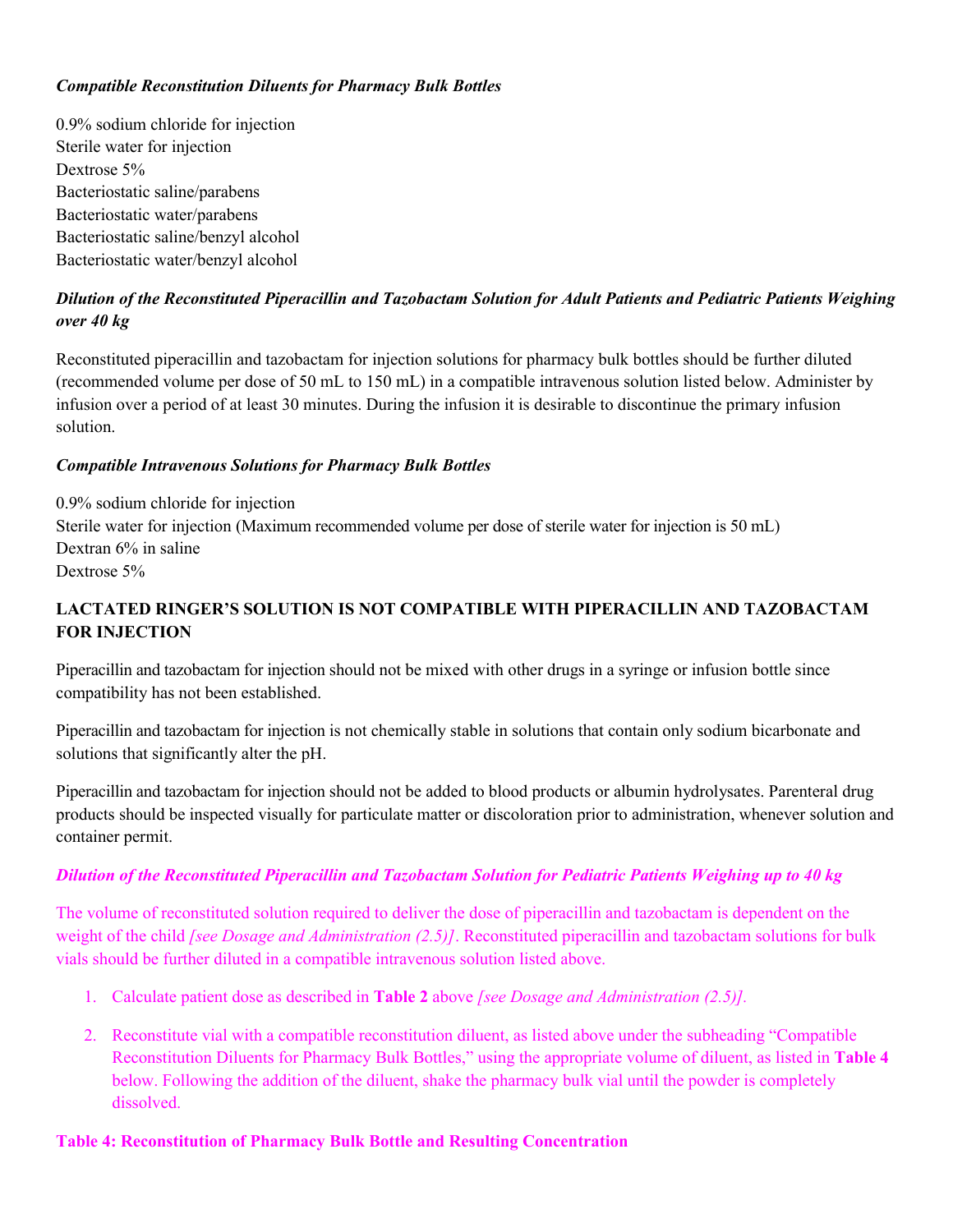***Compatible Reconstitution Diluents for Pharmacy Bulk Bottles***

0.9% sodium chloride for injection
Sterile water for injection
Dextrose 5%
Bacteriostatic saline/parabens
Bacteriostatic water/parabens
Bacteriostatic saline/benzyl alcohol
Bacteriostatic water/benzyl alcohol

***Dilution of the Reconstituted Piperacillin and Tazobactam Solution for Adult Patients and Pediatric Patients Weighing over 40 kg***

Reconstituted piperacillin and tazobactam for injection solutions for pharmacy bulk bottles should be further diluted (recommended volume per dose of 50 mL to 150 mL) in a compatible intravenous solution listed below. Administer by infusion over a period of at least 30 minutes. During the infusion it is desirable to discontinue the primary infusion solution.

***Compatible Intravenous Solutions for Pharmacy Bulk Bottles***

0.9% sodium chloride for injection
Sterile water for injection (Maximum recommended volume per dose of sterile water for injection is 50 mL)
Dextran 6% in saline
Dextrose 5%

**LACTATED RINGER'S SOLUTION IS NOT COMPATIBLE WITH PIPERACILLIN AND TAZOBACTAM FOR INJECTION**

Piperacillin and tazobactam for injection should not be mixed with other drugs in a syringe or infusion bottle since compatibility has not been established.

Piperacillin and tazobactam for injection is not chemically stable in solutions that contain only sodium bicarbonate and solutions that significantly alter the pH.

Piperacillin and tazobactam for injection should not be added to blood products or albumin hydrolysates. Parenteral drug products should be inspected visually for particulate matter or discoloration prior to administration, whenever solution and container permit.

***Dilution of the Reconstituted Piperacillin and Tazobactam Solution for Pediatric Patients Weighing up to 40 kg***

The volume of reconstituted solution required to deliver the dose of piperacillin and tazobactam is dependent on the weight of the child *[see Dosage and Administration (2.5)]*. Reconstituted piperacillin and tazobactam solutions for bulk vials should be further diluted in a compatible intravenous solution listed above.

1. Calculate patient dose as described in **Table 2** above *[see Dosage and Administration (2.5)]*.
2. Reconstitute vial with a compatible reconstitution diluent, as listed above under the subheading "Compatible Reconstitution Diluents for Pharmacy Bulk Bottles," using the appropriate volume of diluent, as listed in **Table 4** below. Following the addition of the diluent, shake the pharmacy bulk vial until the powder is completely dissolved.

**Table 4: Reconstitution of Pharmacy Bulk Bottle and Resulting Concentration**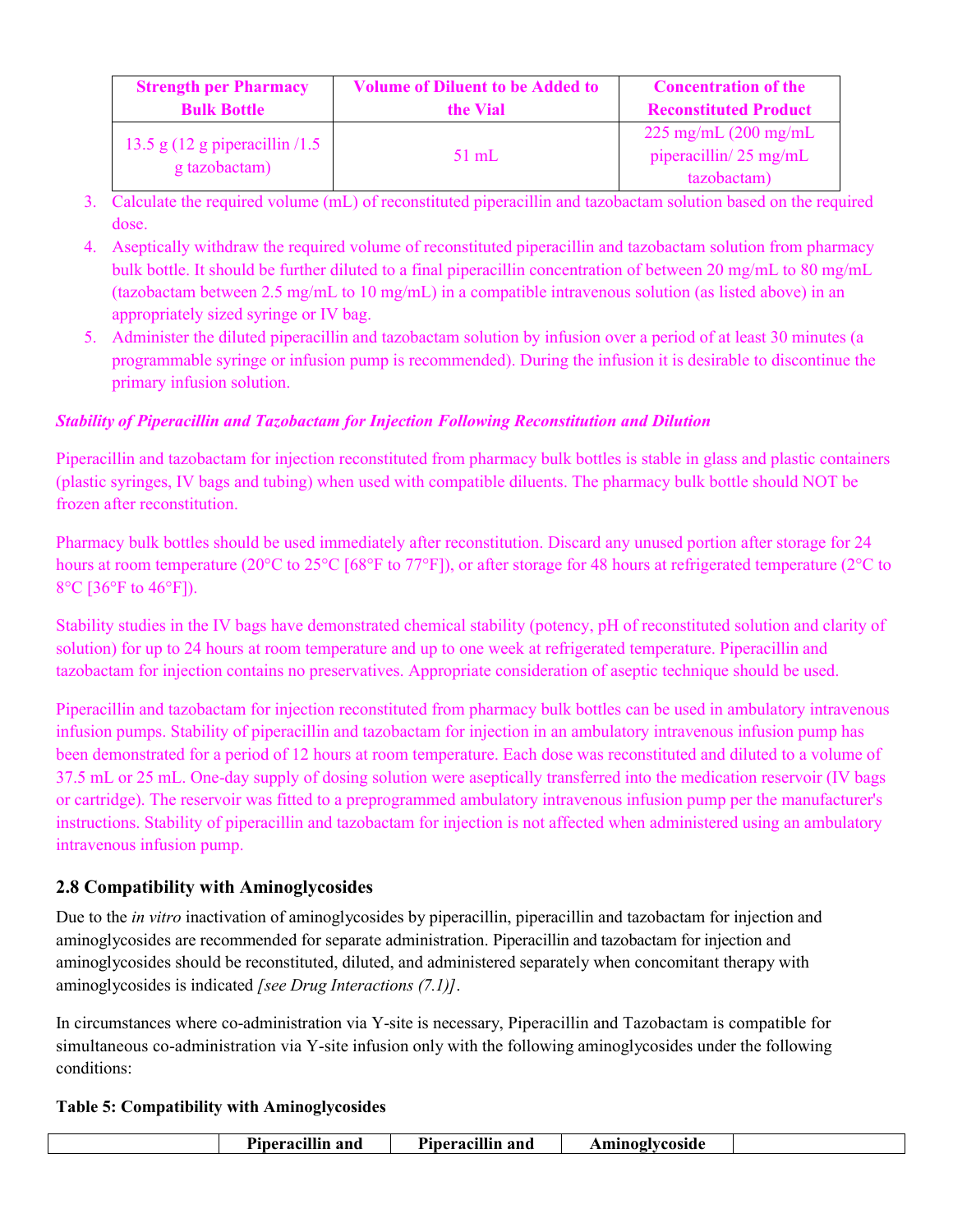| Strength per Pharmacy Bulk Bottle | Volume of Diluent to be Added to the Vial | Concentration of the Reconstituted Product |
|---|---|---|
| 13.5 g (12 g piperacillin /1.5 g tazobactam) | 51 mL | 225 mg/mL (200 mg/mL piperacillin/ 25 mg/mL tazobactam) |

3. Calculate the required volume (mL) of reconstituted piperacillin and tazobactam solution based on the required dose.
4. Aseptically withdraw the required volume of reconstituted piperacillin and tazobactam solution from pharmacy bulk bottle. It should be further diluted to a final piperacillin concentration of between 20 mg/mL to 80 mg/mL (tazobactam between 2.5 mg/mL to 10 mg/mL) in a compatible intravenous solution (as listed above) in an appropriately sized syringe or IV bag.
5. Administer the diluted piperacillin and tazobactam solution by infusion over a period of at least 30 minutes (a programmable syringe or infusion pump is recommended). During the infusion it is desirable to discontinue the primary infusion solution.

***Stability of Piperacillin and Tazobactam for Injection Following Reconstitution and Dilution***

Piperacillin and tazobactam for injection reconstituted from pharmacy bulk bottles is stable in glass and plastic containers (plastic syringes, IV bags and tubing) when used with compatible diluents. The pharmacy bulk bottle should NOT be frozen after reconstitution.

Pharmacy bulk bottles should be used immediately after reconstitution. Discard any unused portion after storage for 24 hours at room temperature (20°C to 25°C [68°F to 77°F]), or after storage for 48 hours at refrigerated temperature (2°C to 8°C [36°F to 46°F]).

Stability studies in the IV bags have demonstrated chemical stability (potency, pH of reconstituted solution and clarity of solution) for up to 24 hours at room temperature and up to one week at refrigerated temperature. Piperacillin and tazobactam for injection contains no preservatives. Appropriate consideration of aseptic technique should be used.

Piperacillin and tazobactam for injection reconstituted from pharmacy bulk bottles can be used in ambulatory intravenous infusion pumps. Stability of piperacillin and tazobactam for injection in an ambulatory intravenous infusion pump has been demonstrated for a period of 12 hours at room temperature. Each dose was reconstituted and diluted to a volume of 37.5 mL or 25 mL. One-day supply of dosing solution were aseptically transferred into the medication reservoir (IV bags or cartridge). The reservoir was fitted to a preprogrammed ambulatory intravenous infusion pump per the manufacturer's instructions. Stability of piperacillin and tazobactam for injection is not affected when administered using an ambulatory intravenous infusion pump.

## 2.8 Compatibility with Aminoglycosides

Due to the *in vitro* inactivation of aminoglycosides by piperacillin, piperacillin and tazobactam for injection and aminoglycosides are recommended for separate administration. Piperacillin and tazobactam for injection and aminoglycosides should be reconstituted, diluted, and administered separately when concomitant therapy with aminoglycosides is indicated *[see Drug Interactions (7.1)]*.

In circumstances where co-administration via Y-site is necessary, Piperacillin and Tazobactam is compatible for simultaneous co-administration via Y-site infusion only with the following aminoglycosides under the following conditions:

**Table 5: Compatibility with Aminoglycosides**

| | Piperacillin and | Piperacillin and | Aminoglycoside | |
|---|---|---|---|---|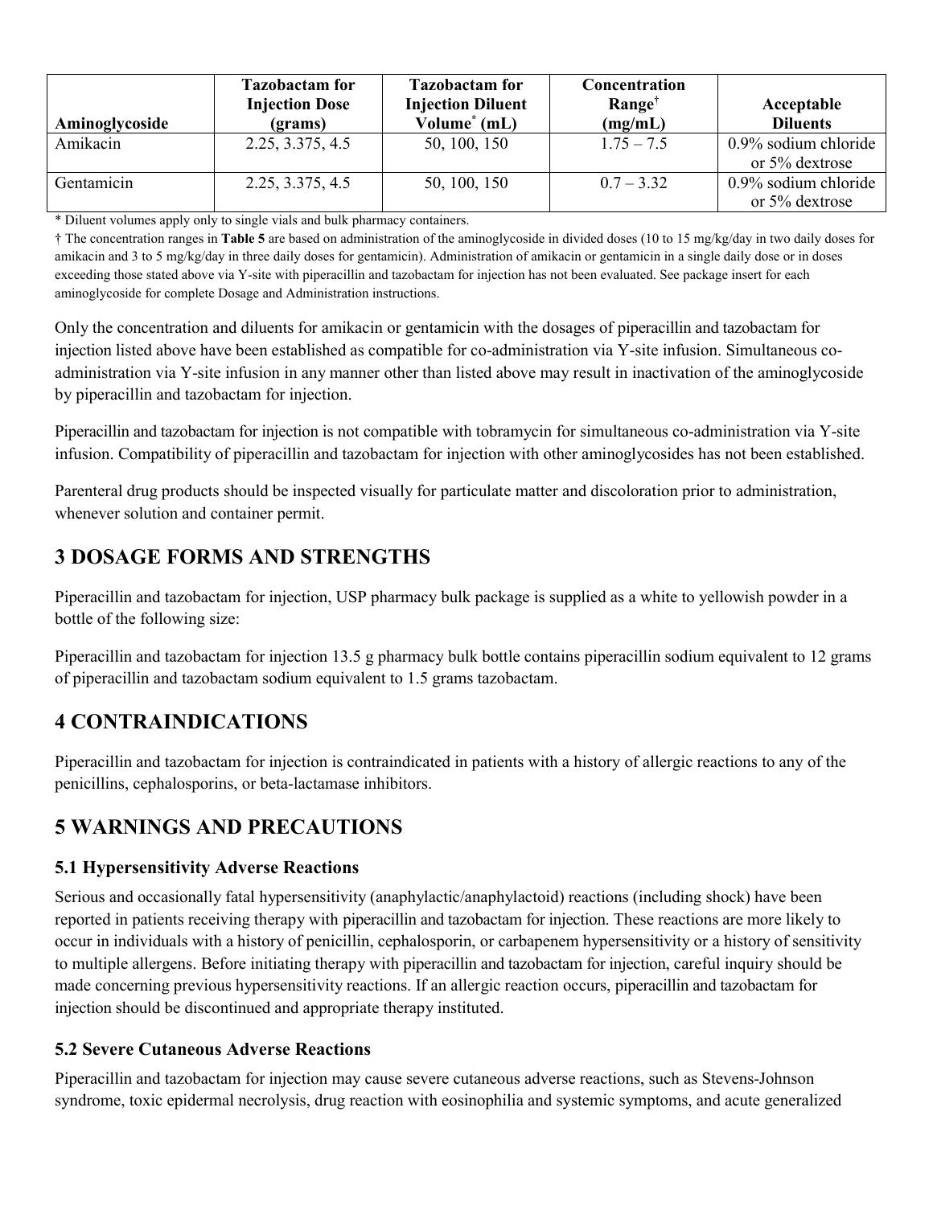| Aminoglycoside | Tazobactam for Injection Dose (grams) | Tazobactam for Injection Diluent Volume* (mL) | Concentration Range† (mg/mL) | Acceptable Diluents |
|---|---|---|---|---|
| Amikacin | 2.25, 3.375, 4.5 | 50, 100, 150 | 1.75 – 7.5 | 0.9% sodium chloride or 5% dextrose |
| Gentamicin | 2.25, 3.375, 4.5 | 50, 100, 150 | 0.7 – 3.32 | 0.9% sodium chloride or 5% dextrose |

\* Diluent volumes apply only to single vials and bulk pharmacy containers.

† The concentration ranges in **Table 5** are based on administration of the aminoglycoside in divided doses (10 to 15 mg/kg/day in two daily doses for amikacin and 3 to 5 mg/kg/day in three daily doses for gentamicin). Administration of amikacin or gentamicin in a single daily dose or in doses exceeding those stated above via Y-site with piperacillin and tazobactam for injection has not been evaluated. See package insert for each aminoglycoside for complete Dosage and Administration instructions.

Only the concentration and diluents for amikacin or gentamicin with the dosages of piperacillin and tazobactam for injection listed above have been established as compatible for co-administration via Y-site infusion. Simultaneous co-administration via Y-site infusion in any manner other than listed above may result in inactivation of the aminoglycoside by piperacillin and tazobactam for injection.

Piperacillin and tazobactam for injection is not compatible with tobramycin for simultaneous co-administration via Y-site infusion. Compatibility of piperacillin and tazobactam for injection with other aminoglycosides has not been established.

Parenteral drug products should be inspected visually for particulate matter and discoloration prior to administration, whenever solution and container permit.

## 3 DOSAGE FORMS AND STRENGTHS

Piperacillin and tazobactam for injection, USP pharmacy bulk package is supplied as a white to yellowish powder in a bottle of the following size:

Piperacillin and tazobactam for injection 13.5 g pharmacy bulk bottle contains piperacillin sodium equivalent to 12 grams of piperacillin and tazobactam sodium equivalent to 1.5 grams tazobactam.

## 4 CONTRAINDICATIONS

Piperacillin and tazobactam for injection is contraindicated in patients with a history of allergic reactions to any of the penicillins, cephalosporins, or beta-lactamase inhibitors.

## 5 WARNINGS AND PRECAUTIONS

### 5.1 Hypersensitivity Adverse Reactions

Serious and occasionally fatal hypersensitivity (anaphylactic/anaphylactoid) reactions (including shock) have been reported in patients receiving therapy with piperacillin and tazobactam for injection. These reactions are more likely to occur in individuals with a history of penicillin, cephalosporin, or carbapenem hypersensitivity or a history of sensitivity to multiple allergens. Before initiating therapy with piperacillin and tazobactam for injection, careful inquiry should be made concerning previous hypersensitivity reactions. If an allergic reaction occurs, piperacillin and tazobactam for injection should be discontinued and appropriate therapy instituted.

### 5.2 Severe Cutaneous Adverse Reactions

Piperacillin and tazobactam for injection may cause severe cutaneous adverse reactions, such as Stevens-Johnson syndrome, toxic epidermal necrolysis, drug reaction with eosinophilia and systemic symptoms, and acute generalized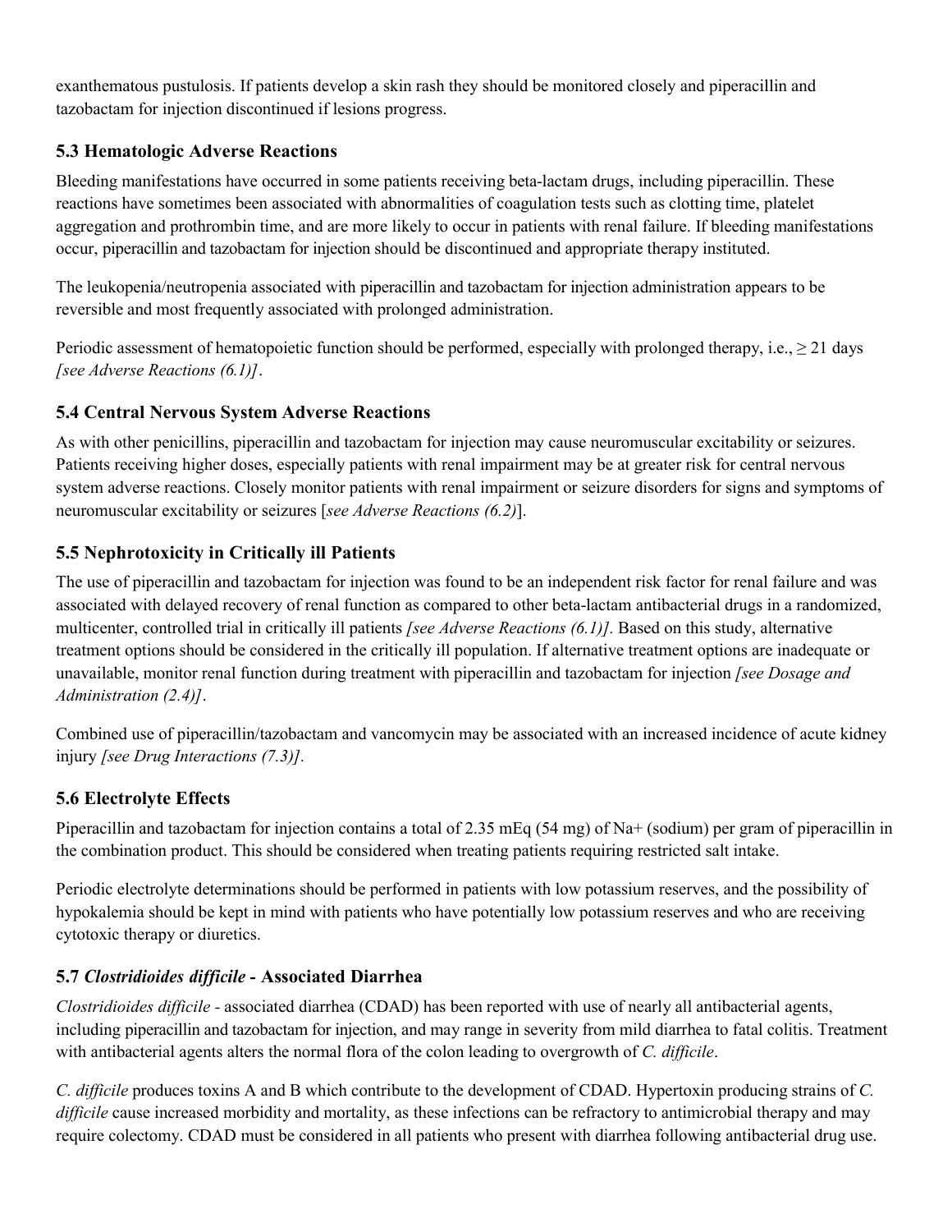exanthematous pustulosis. If patients develop a skin rash they should be monitored closely and piperacillin and tazobactam for injection discontinued if lesions progress.

### 5.3 Hematologic Adverse Reactions

Bleeding manifestations have occurred in some patients receiving beta-lactam drugs, including piperacillin. These reactions have sometimes been associated with abnormalities of coagulation tests such as clotting time, platelet aggregation and prothrombin time, and are more likely to occur in patients with renal failure. If bleeding manifestations occur, piperacillin and tazobactam for injection should be discontinued and appropriate therapy instituted.

The leukopenia/neutropenia associated with piperacillin and tazobactam for injection administration appears to be reversible and most frequently associated with prolonged administration.

Periodic assessment of hematopoietic function should be performed, especially with prolonged therapy, i.e., ≥ 21 days *[see Adverse Reactions (6.1)]*.

### 5.4 Central Nervous System Adverse Reactions

As with other penicillins, piperacillin and tazobactam for injection may cause neuromuscular excitability or seizures. Patients receiving higher doses, especially patients with renal impairment may be at greater risk for central nervous system adverse reactions. Closely monitor patients with renal impairment or seizure disorders for signs and symptoms of neuromuscular excitability or seizures [*see Adverse Reactions (6.2)*].

### 5.5 Nephrotoxicity in Critically ill Patients

The use of piperacillin and tazobactam for injection was found to be an independent risk factor for renal failure and was associated with delayed recovery of renal function as compared to other beta-lactam antibacterial drugs in a randomized, multicenter, controlled trial in critically ill patients *[see Adverse Reactions (6.1)].* Based on this study, alternative treatment options should be considered in the critically ill population. If alternative treatment options are inadequate or unavailable, monitor renal function during treatment with piperacillin and tazobactam for injection *[see Dosage and Administration (2.4)]*.

Combined use of piperacillin/tazobactam and vancomycin may be associated with an increased incidence of acute kidney injury *[see Drug Interactions (7.3)].*

### 5.6 Electrolyte Effects

Piperacillin and tazobactam for injection contains a total of 2.35 mEq (54 mg) of $Na^+$ (sodium) per gram of piperacillin in the combination product. This should be considered when treating patients requiring restricted salt intake.

Periodic electrolyte determinations should be performed in patients with low potassium reserves, and the possibility of hypokalemia should be kept in mind with patients who have potentially low potassium reserves and who are receiving cytotoxic therapy or diuretics.

### 5.7 *Clostridioides difficile* - Associated Diarrhea

*Clostridioides difficile* - associated diarrhea (CDAD) has been reported with use of nearly all antibacterial agents, including piperacillin and tazobactam for injection, and may range in severity from mild diarrhea to fatal colitis. Treatment with antibacterial agents alters the normal flora of the colon leading to overgrowth of *C. difficile*.

*C. difficile* produces toxins A and B which contribute to the development of CDAD. Hypertoxin producing strains of *C. difficile* cause increased morbidity and mortality, as these infections can be refractory to antimicrobial therapy and may require colectomy. CDAD must be considered in all patients who present with diarrhea following antibacterial drug use.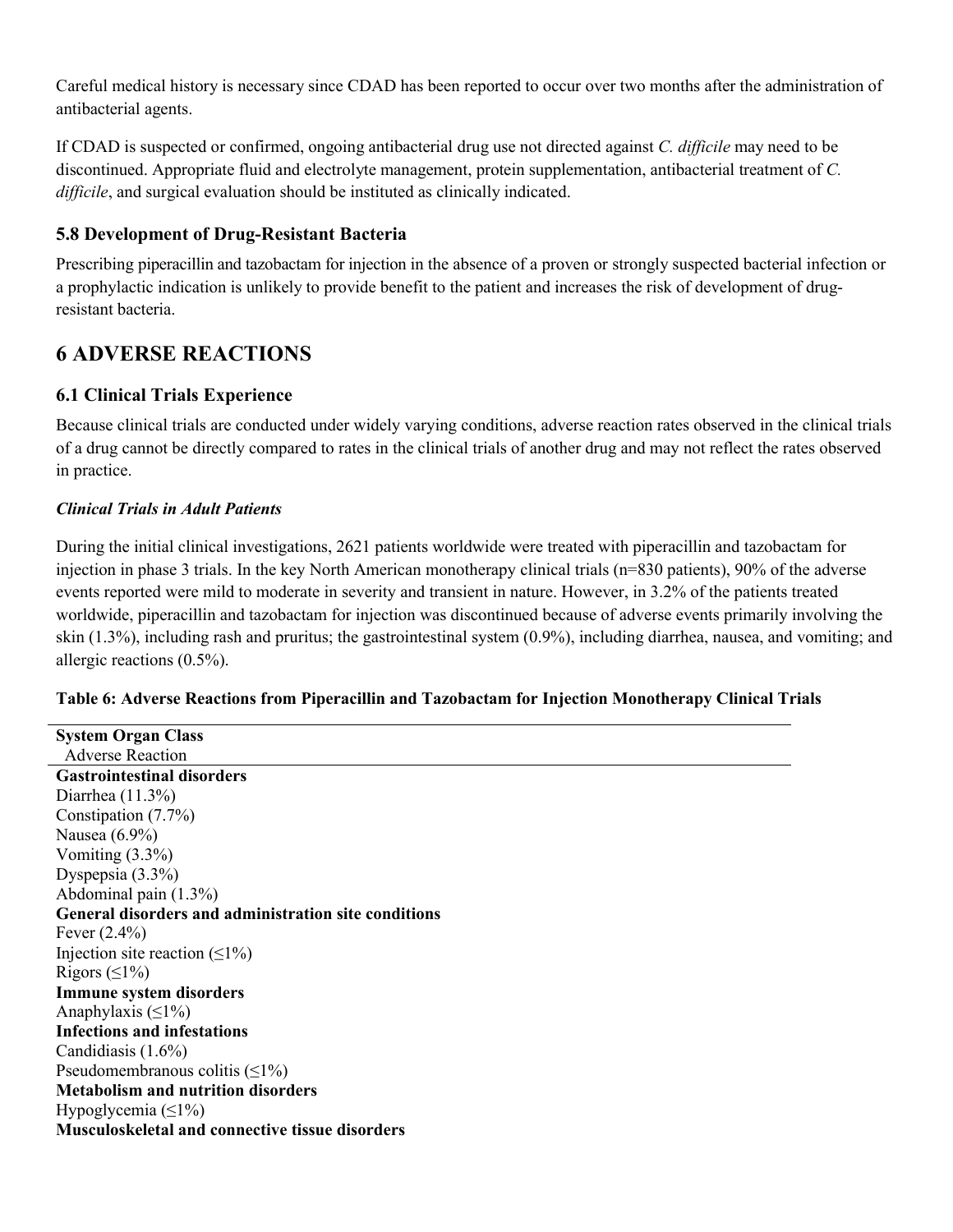Careful medical history is necessary since CDAD has been reported to occur over two months after the administration of antibacterial agents.

If CDAD is suspected or confirmed, ongoing antibacterial drug use not directed against *C. difficile* may need to be discontinued. Appropriate fluid and electrolyte management, protein supplementation, antibacterial treatment of *C. difficile*, and surgical evaluation should be instituted as clinically indicated.

### 5.8 Development of Drug-Resistant Bacteria

Prescribing piperacillin and tazobactam for injection in the absence of a proven or strongly suspected bacterial infection or a prophylactic indication is unlikely to provide benefit to the patient and increases the risk of development of drug-resistant bacteria.

## 6 ADVERSE REACTIONS

### 6.1 Clinical Trials Experience

Because clinical trials are conducted under widely varying conditions, adverse reaction rates observed in the clinical trials of a drug cannot be directly compared to rates in the clinical trials of another drug and may not reflect the rates observed in practice.

***Clinical Trials in Adult Patients***

During the initial clinical investigations, 2621 patients worldwide were treated with piperacillin and tazobactam for injection in phase 3 trials. In the key North American monotherapy clinical trials (n=830 patients), 90% of the adverse events reported were mild to moderate in severity and transient in nature. However, in 3.2% of the patients treated worldwide, piperacillin and tazobactam for injection was discontinued because of adverse events primarily involving the skin (1.3%), including rash and pruritus; the gastrointestinal system (0.9%), including diarrhea, nausea, and vomiting; and allergic reactions (0.5%).

**Table 6: Adverse Reactions from Piperacillin and Tazobactam for Injection Monotherapy Clinical Trials**

| **System Organ Class**<br>Adverse Reaction |
|---|
| **Gastrointestinal disorders** |
| Diarrhea (11.3%) |
| Constipation (7.7%) |
| Nausea (6.9%) |
| Vomiting (3.3%) |
| Dyspepsia (3.3%) |
| Abdominal pain (1.3%) |
| **General disorders and administration site conditions** |
| Fever (2.4%) |
| Injection site reaction (≤1%) |
| Rigors (≤1%) |
| **Immune system disorders** |
| Anaphylaxis (≤1%) |
| **Infections and infestations** |
| Candidiasis (1.6%) |
| Pseudomembranous colitis (≤1%) |
| **Metabolism and nutrition disorders** |
| Hypoglycemia (≤1%) |
| **Musculoskeletal and connective tissue disorders** |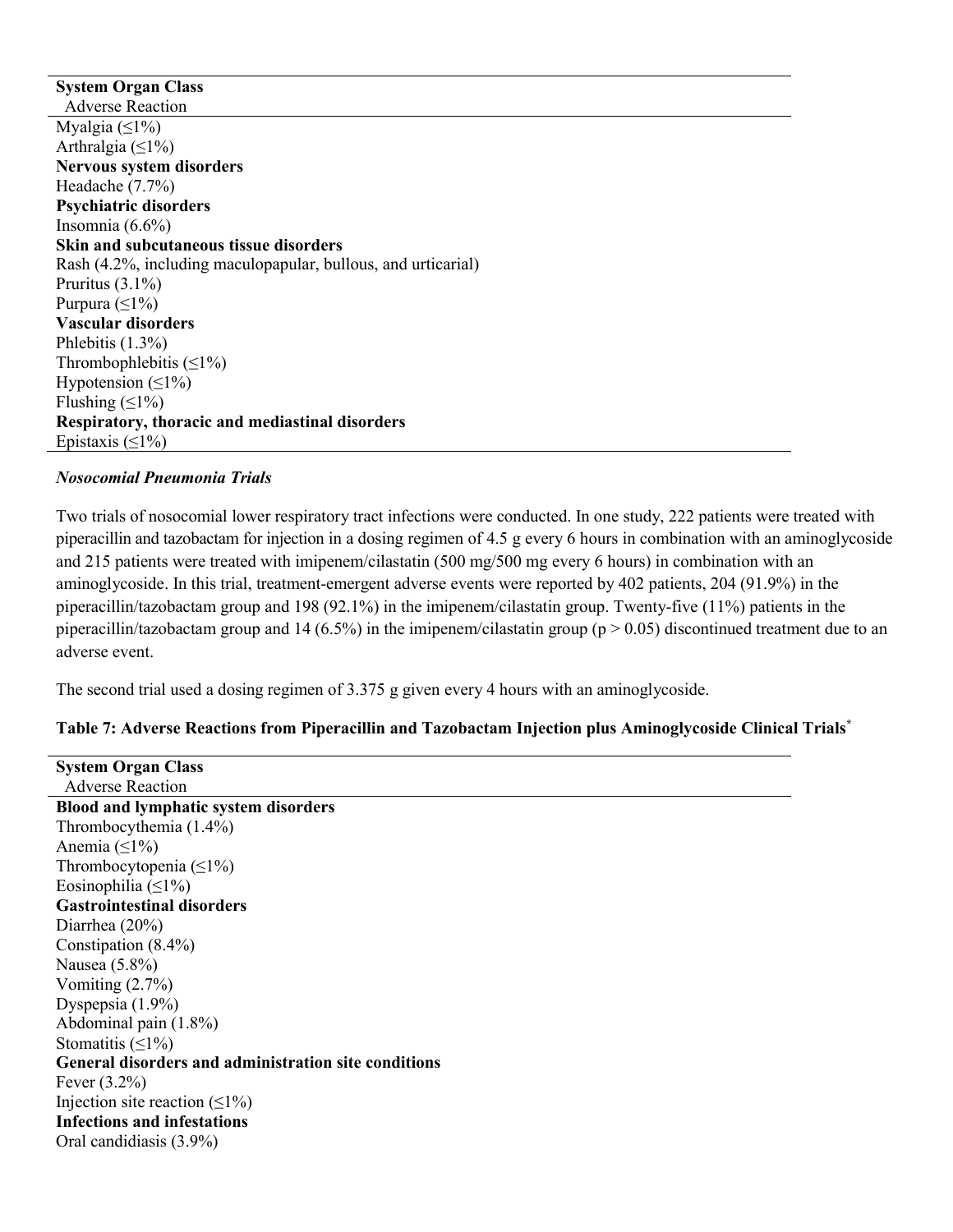| System Organ Class<br>Adverse Reaction |
|---|
| Myalgia (≤1%) |
| Arthralgia (≤1%) |
| **Nervous system disorders** |
| Headache (7.7%) |
| **Psychiatric disorders** |
| Insomnia (6.6%) |
| **Skin and subcutaneous tissue disorders** |
| Rash (4.2%, including maculopapular, bullous, and urticarial) |
| Pruritus (3.1%) |
| Purpura (≤1%) |
| **Vascular disorders** |
| Phlebitis (1.3%) |
| Thrombophlebitis (≤1%) |
| Hypotension (≤1%) |
| Flushing (≤1%) |
| **Respiratory, thoracic and mediastinal disorders** |
| Epistaxis (≤1%) |

***Nosocomial Pneumonia Trials***

Two trials of nosocomial lower respiratory tract infections were conducted. In one study, 222 patients were treated with piperacillin and tazobactam for injection in a dosing regimen of 4.5 g every 6 hours in combination with an aminoglycoside and 215 patients were treated with imipenem/cilastatin (500 mg/500 mg every 6 hours) in combination with an aminoglycoside. In this trial, treatment-emergent adverse events were reported by 402 patients, 204 (91.9%) in the piperacillin/tazobactam group and 198 (92.1%) in the imipenem/cilastatin group. Twenty-five (11%) patients in the piperacillin/tazobactam group and 14 (6.5%) in the imipenem/cilastatin group ($p > 0.05$) discontinued treatment due to an adverse event.

The second trial used a dosing regimen of 3.375 g given every 4 hours with an aminoglycoside.

**Table 7: Adverse Reactions from Piperacillin and Tazobactam Injection plus Aminoglycoside Clinical Trials[*]**

| System Organ Class<br>Adverse Reaction |
|---|
| **Blood and lymphatic system disorders** |
| Thrombocythemia (1.4%) |
| Anemia (≤1%) |
| Thrombocytopenia (≤1%) |
| Eosinophilia (≤1%) |
| **Gastrointestinal disorders** |
| Diarrhea (20%) |
| Constipation (8.4%) |
| Nausea (5.8%) |
| Vomiting (2.7%) |
| Dyspepsia (1.9%) |
| Abdominal pain (1.8%) |
| Stomatitis (≤1%) |
| **General disorders and administration site conditions** |
| Fever (3.2%) |
| Injection site reaction (≤1%) |
| **Infections and infestations** |
| Oral candidiasis (3.9%) |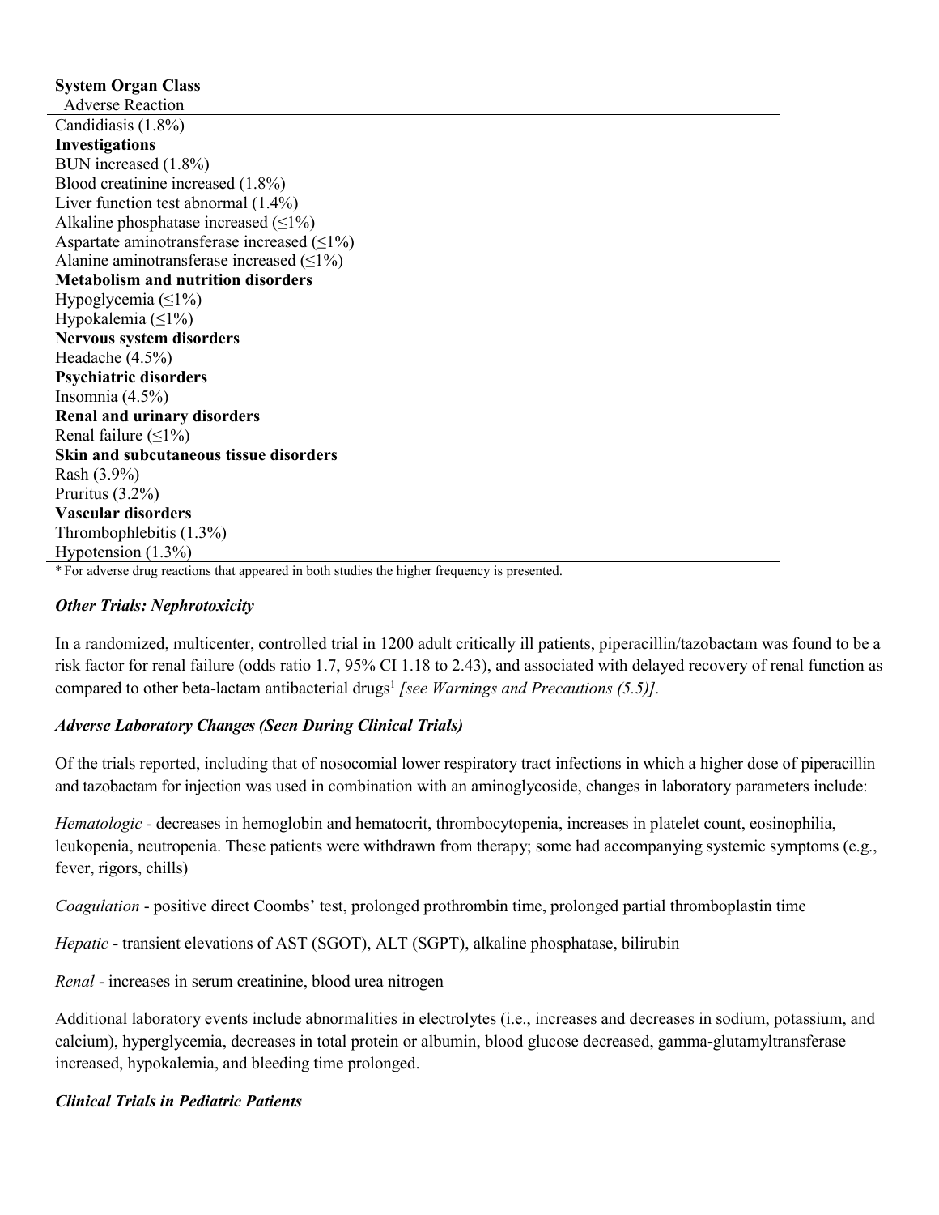| System Organ Class<br>Adverse Reaction |
|---|
| Candidiasis (1.8%) |
| **Investigations** |
| BUN increased (1.8%) |
| Blood creatinine increased (1.8%) |
| Liver function test abnormal (1.4%) |
| Alkaline phosphatase increased (≤1%) |
| Aspartate aminotransferase increased (≤1%) |
| Alanine aminotransferase increased (≤1%) |
| **Metabolism and nutrition disorders** |
| Hypoglycemia (≤1%) |
| Hypokalemia (≤1%) |
| **Nervous system disorders** |
| Headache (4.5%) |
| **Psychiatric disorders** |
| Insomnia (4.5%) |
| **Renal and urinary disorders** |
| Renal failure (≤1%) |
| **Skin and subcutaneous tissue disorders** |
| Rash (3.9%) |
| Pruritus (3.2%) |
| **Vascular disorders** |
| Thrombophlebitis (1.3%) |
| Hypotension (1.3%) |

* For adverse drug reactions that appeared in both studies the higher frequency is presented.

### *Other Trials: Nephrotoxicity*

In a randomized, multicenter, controlled trial in 1200 adult critically ill patients, piperacillin/tazobactam was found to be a risk factor for renal failure (odds ratio 1.7, 95% CI 1.18 to 2.43), and associated with delayed recovery of renal function as compared to other beta-lactam antibacterial drugs[1] *[see Warnings and Precautions (5.5)].*

### *Adverse Laboratory Changes (Seen During Clinical Trials)*

Of the trials reported, including that of nosocomial lower respiratory tract infections in which a higher dose of piperacillin and tazobactam for injection was used in combination with an aminoglycoside, changes in laboratory parameters include:

*Hematologic* - decreases in hemoglobin and hematocrit, thrombocytopenia, increases in platelet count, eosinophilia, leukopenia, neutropenia. These patients were withdrawn from therapy; some had accompanying systemic symptoms (e.g., fever, rigors, chills)

*Coagulation* - positive direct Coombs' test, prolonged prothrombin time, prolonged partial thromboplastin time

*Hepatic* - transient elevations of AST (SGOT), ALT (SGPT), alkaline phosphatase, bilirubin

*Renal* - increases in serum creatinine, blood urea nitrogen

Additional laboratory events include abnormalities in electrolytes (i.e., increases and decreases in sodium, potassium, and calcium), hyperglycemia, decreases in total protein or albumin, blood glucose decreased, gamma-glutamyltransferase increased, hypokalemia, and bleeding time prolonged.

### *Clinical Trials in Pediatric Patients*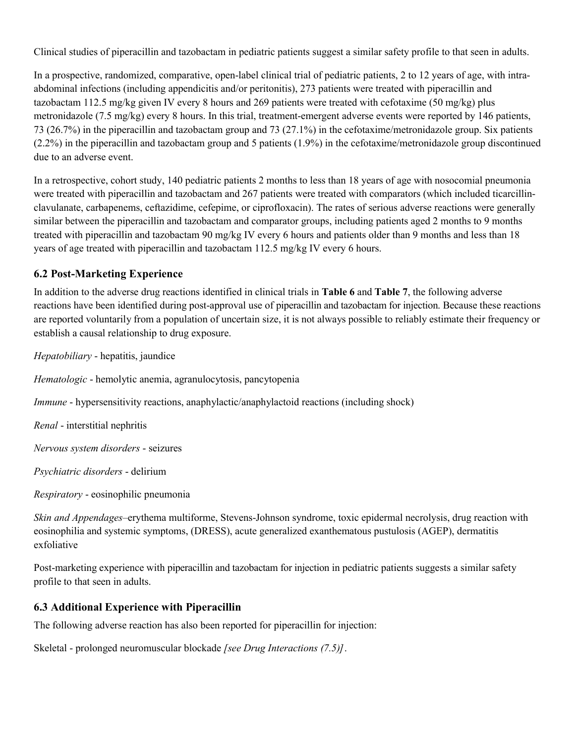Clinical studies of piperacillin and tazobactam in pediatric patients suggest a similar safety profile to that seen in adults.

In a prospective, randomized, comparative, open-label clinical trial of pediatric patients, 2 to 12 years of age, with intra-abdominal infections (including appendicitis and/or peritonitis), 273 patients were treated with piperacillin and tazobactam 112.5 mg/kg given IV every 8 hours and 269 patients were treated with cefotaxime (50 mg/kg) plus metronidazole (7.5 mg/kg) every 8 hours. In this trial, treatment-emergent adverse events were reported by 146 patients, 73 (26.7%) in the piperacillin and tazobactam group and 73 (27.1%) in the cefotaxime/metronidazole group. Six patients (2.2%) in the piperacillin and tazobactam group and 5 patients (1.9%) in the cefotaxime/metronidazole group discontinued due to an adverse event.

In a retrospective, cohort study, 140 pediatric patients 2 months to less than 18 years of age with nosocomial pneumonia were treated with piperacillin and tazobactam and 267 patients were treated with comparators (which included ticarcillin-clavulanate, carbapenems, ceftazidime, cefepime, or ciprofloxacin). The rates of serious adverse reactions were generally similar between the piperacillin and tazobactam and comparator groups, including patients aged 2 months to 9 months treated with piperacillin and tazobactam 90 mg/kg IV every 6 hours and patients older than 9 months and less than 18 years of age treated with piperacillin and tazobactam 112.5 mg/kg IV every 6 hours.

### 6.2 Post-Marketing Experience

In addition to the adverse drug reactions identified in clinical trials in **Table 6** and **Table 7**, the following adverse reactions have been identified during post-approval use of piperacillin and tazobactam for injection. Because these reactions are reported voluntarily from a population of uncertain size, it is not always possible to reliably estimate their frequency or establish a causal relationship to drug exposure.

*Hepatobiliary* - hepatitis, jaundice

*Hematologic* - hemolytic anemia, agranulocytosis, pancytopenia

*Immune* - hypersensitivity reactions, anaphylactic/anaphylactoid reactions (including shock)

*Renal* - interstitial nephritis

*Nervous system disorders* - seizures

*Psychiatric disorders* - delirium

*Respiratory* - eosinophilic pneumonia

*Skin and Appendages*–erythema multiforme, Stevens-Johnson syndrome, toxic epidermal necrolysis, drug reaction with eosinophilia and systemic symptoms, (DRESS), acute generalized exanthematous pustulosis (AGEP), dermatitis exfoliative

Post-marketing experience with piperacillin and tazobactam for injection in pediatric patients suggests a similar safety profile to that seen in adults.

### 6.3 Additional Experience with Piperacillin

The following adverse reaction has also been reported for piperacillin for injection:

Skeletal - prolonged neuromuscular blockade *[see Drug Interactions (7.5)]*.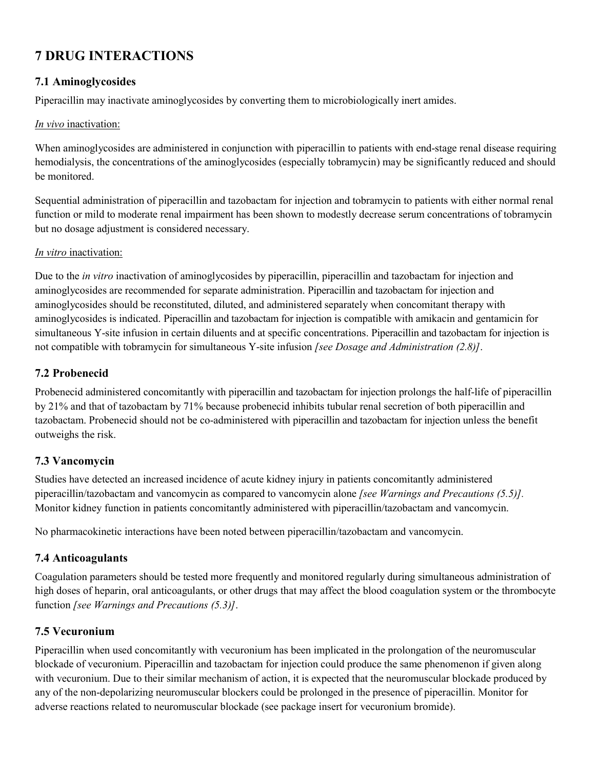## 7 DRUG INTERACTIONS

### 7.1 Aminoglycosides

Piperacillin may inactivate aminoglycosides by converting them to microbiologically inert amides.

*In vivo* inactivation:

When aminoglycosides are administered in conjunction with piperacillin to patients with end-stage renal disease requiring hemodialysis, the concentrations of the aminoglycosides (especially tobramycin) may be significantly reduced and should be monitored.

Sequential administration of piperacillin and tazobactam for injection and tobramycin to patients with either normal renal function or mild to moderate renal impairment has been shown to modestly decrease serum concentrations of tobramycin but no dosage adjustment is considered necessary.

*In vitro* inactivation:

Due to the *in vitro* inactivation of aminoglycosides by piperacillin, piperacillin and tazobactam for injection and aminoglycosides are recommended for separate administration. Piperacillin and tazobactam for injection and aminoglycosides should be reconstituted, diluted, and administered separately when concomitant therapy with aminoglycosides is indicated. Piperacillin and tazobactam for injection is compatible with amikacin and gentamicin for simultaneous Y-site infusion in certain diluents and at specific concentrations. Piperacillin and tazobactam for injection is not compatible with tobramycin for simultaneous Y-site infusion *[see Dosage and Administration (2.8)]*.

### 7.2 Probenecid

Probenecid administered concomitantly with piperacillin and tazobactam for injection prolongs the half-life of piperacillin by 21% and that of tazobactam by 71% because probenecid inhibits tubular renal secretion of both piperacillin and tazobactam. Probenecid should not be co-administered with piperacillin and tazobactam for injection unless the benefit outweighs the risk.

### 7.3 Vancomycin

Studies have detected an increased incidence of acute kidney injury in patients concomitantly administered piperacillin/tazobactam and vancomycin as compared to vancomycin alone *[see Warnings and Precautions (5.5)]*. Monitor kidney function in patients concomitantly administered with piperacillin/tazobactam and vancomycin.

No pharmacokinetic interactions have been noted between piperacillin/tazobactam and vancomycin.

### 7.4 Anticoagulants

Coagulation parameters should be tested more frequently and monitored regularly during simultaneous administration of high doses of heparin, oral anticoagulants, or other drugs that may affect the blood coagulation system or the thrombocyte function *[see Warnings and Precautions (5.3)]*.

### 7.5 Vecuronium

Piperacillin when used concomitantly with vecuronium has been implicated in the prolongation of the neuromuscular blockade of vecuronium. Piperacillin and tazobactam for injection could produce the same phenomenon if given along with vecuronium. Due to their similar mechanism of action, it is expected that the neuromuscular blockade produced by any of the non-depolarizing neuromuscular blockers could be prolonged in the presence of piperacillin. Monitor for adverse reactions related to neuromuscular blockade (see package insert for vecuronium bromide).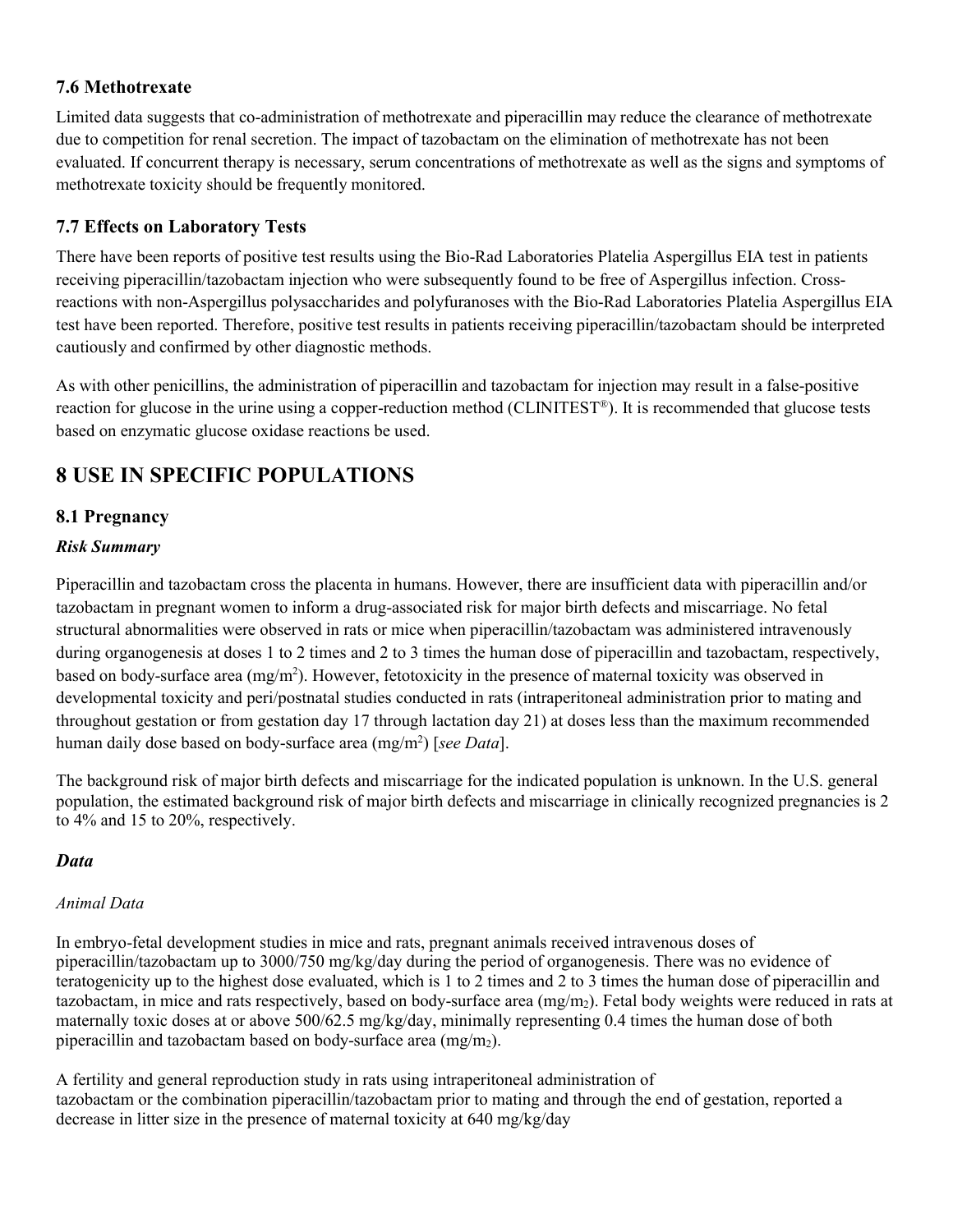### 7.6 Methotrexate

Limited data suggests that co-administration of methotrexate and piperacillin may reduce the clearance of methotrexate due to competition for renal secretion. The impact of tazobactam on the elimination of methotrexate has not been evaluated. If concurrent therapy is necessary, serum concentrations of methotrexate as well as the signs and symptoms of methotrexate toxicity should be frequently monitored.

### 7.7 Effects on Laboratory Tests

There have been reports of positive test results using the Bio-Rad Laboratories Platelia Aspergillus EIA test in patients receiving piperacillin/tazobactam injection who were subsequently found to be free of Aspergillus infection. Cross-reactions with non-Aspergillus polysaccharides and polyfuranoses with the Bio-Rad Laboratories Platelia Aspergillus EIA test have been reported. Therefore, positive test results in patients receiving piperacillin/tazobactam should be interpreted cautiously and confirmed by other diagnostic methods.

As with other penicillins, the administration of piperacillin and tazobactam for injection may result in a false-positive reaction for glucose in the urine using a copper-reduction method (CLINITEST®). It is recommended that glucose tests based on enzymatic glucose oxidase reactions be used.

## 8 USE IN SPECIFIC POPULATIONS

### 8.1 Pregnancy

***Risk Summary***

Piperacillin and tazobactam cross the placenta in humans. However, there are insufficient data with piperacillin and/or tazobactam in pregnant women to inform a drug-associated risk for major birth defects and miscarriage. No fetal structural abnormalities were observed in rats or mice when piperacillin/tazobactam was administered intravenously during organogenesis at doses 1 to 2 times and 2 to 3 times the human dose of piperacillin and tazobactam, respectively, based on body-surface area (mg/m$^2$). However, fetotoxicity in the presence of maternal toxicity was observed in developmental toxicity and peri/postnatal studies conducted in rats (intraperitoneal administration prior to mating and throughout gestation or from gestation day 17 through lactation day 21) at doses less than the maximum recommended human daily dose based on body-surface area (mg/m$^2$) [*see Data*].

The background risk of major birth defects and miscarriage for the indicated population is unknown. In the U.S. general population, the estimated background risk of major birth defects and miscarriage in clinically recognized pregnancies is 2 to 4% and 15 to 20%, respectively.

***Data***

*Animal Data*

In embryo-fetal development studies in mice and rats, pregnant animals received intravenous doses of piperacillin/tazobactam up to 3000/750 mg/kg/day during the period of organogenesis. There was no evidence of teratogenicity up to the highest dose evaluated, which is 1 to 2 times and 2 to 3 times the human dose of piperacillin and tazobactam, in mice and rats respectively, based on body-surface area (mg/m$_2$). Fetal body weights were reduced in rats at maternally toxic doses at or above 500/62.5 mg/kg/day, minimally representing 0.4 times the human dose of both piperacillin and tazobactam based on body-surface area (mg/m$_2$).

A fertility and general reproduction study in rats using intraperitoneal administration of tazobactam or the combination piperacillin/tazobactam prior to mating and through the end of gestation, reported a decrease in litter size in the presence of maternal toxicity at 640 mg/kg/day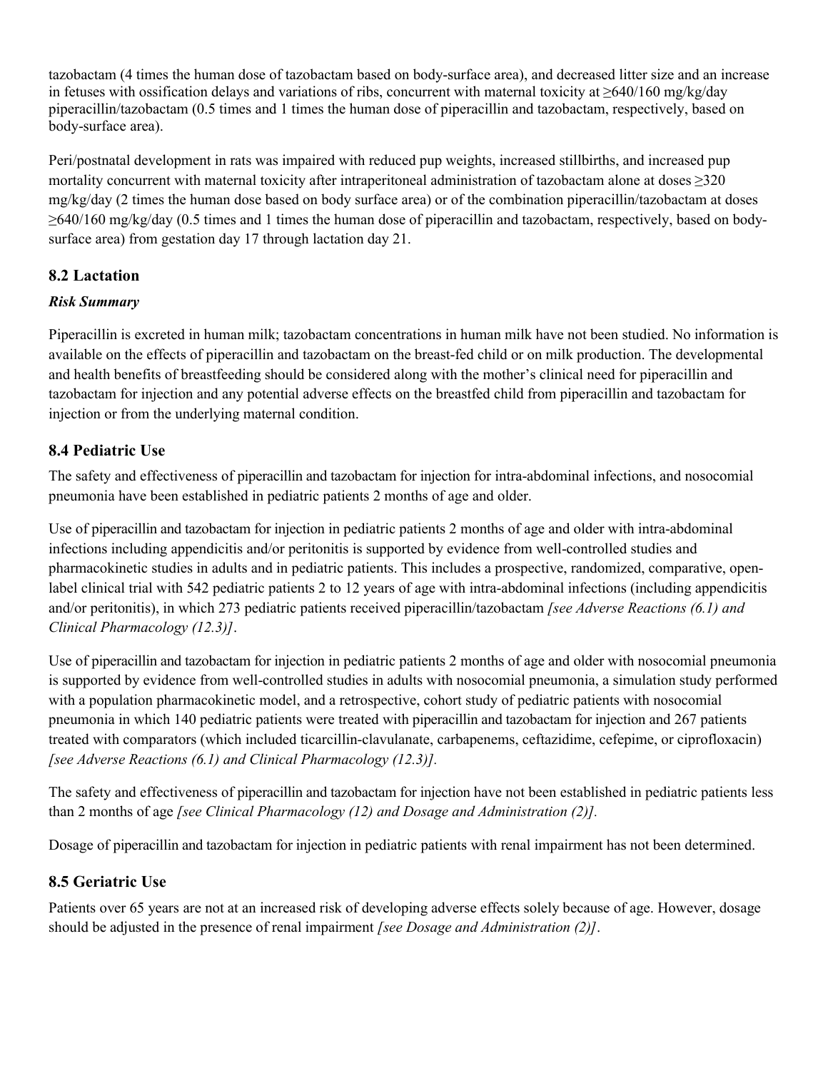tazobactam (4 times the human dose of tazobactam based on body-surface area), and decreased litter size and an increase in fetuses with ossification delays and variations of ribs, concurrent with maternal toxicity at ≥640/160 mg/kg/day piperacillin/tazobactam (0.5 times and 1 times the human dose of piperacillin and tazobactam, respectively, based on body-surface area).

Peri/postnatal development in rats was impaired with reduced pup weights, increased stillbirths, and increased pup mortality concurrent with maternal toxicity after intraperitoneal administration of tazobactam alone at doses ≥320 mg/kg/day (2 times the human dose based on body surface area) or of the combination piperacillin/tazobactam at doses ≥640/160 mg/kg/day (0.5 times and 1 times the human dose of piperacillin and tazobactam, respectively, based on body-surface area) from gestation day 17 through lactation day 21.

## 8.2 Lactation

***Risk Summary***

Piperacillin is excreted in human milk; tazobactam concentrations in human milk have not been studied. No information is available on the effects of piperacillin and tazobactam on the breast-fed child or on milk production. The developmental and health benefits of breastfeeding should be considered along with the mother's clinical need for piperacillin and tazobactam for injection and any potential adverse effects on the breastfed child from piperacillin and tazobactam for injection or from the underlying maternal condition.

## 8.4 Pediatric Use

The safety and effectiveness of piperacillin and tazobactam for injection for intra-abdominal infections, and nosocomial pneumonia have been established in pediatric patients 2 months of age and older.

Use of piperacillin and tazobactam for injection in pediatric patients 2 months of age and older with intra-abdominal infections including appendicitis and/or peritonitis is supported by evidence from well-controlled studies and pharmacokinetic studies in adults and in pediatric patients. This includes a prospective, randomized, comparative, open-label clinical trial with 542 pediatric patients 2 to 12 years of age with intra-abdominal infections (including appendicitis and/or peritonitis), in which 273 pediatric patients received piperacillin/tazobactam *[see Adverse Reactions (6.1) and Clinical Pharmacology (12.3)]*.

Use of piperacillin and tazobactam for injection in pediatric patients 2 months of age and older with nosocomial pneumonia is supported by evidence from well-controlled studies in adults with nosocomial pneumonia, a simulation study performed with a population pharmacokinetic model, and a retrospective, cohort study of pediatric patients with nosocomial pneumonia in which 140 pediatric patients were treated with piperacillin and tazobactam for injection and 267 patients treated with comparators (which included ticarcillin-clavulanate, carbapenems, ceftazidime, cefepime, or ciprofloxacin) *[see Adverse Reactions (6.1) and Clinical Pharmacology (12.3)].*

The safety and effectiveness of piperacillin and tazobactam for injection have not been established in pediatric patients less than 2 months of age *[see Clinical Pharmacology (12) and Dosage and Administration (2)].*

Dosage of piperacillin and tazobactam for injection in pediatric patients with renal impairment has not been determined.

## 8.5 Geriatric Use

Patients over 65 years are not at an increased risk of developing adverse effects solely because of age. However, dosage should be adjusted in the presence of renal impairment *[see Dosage and Administration (2)]*.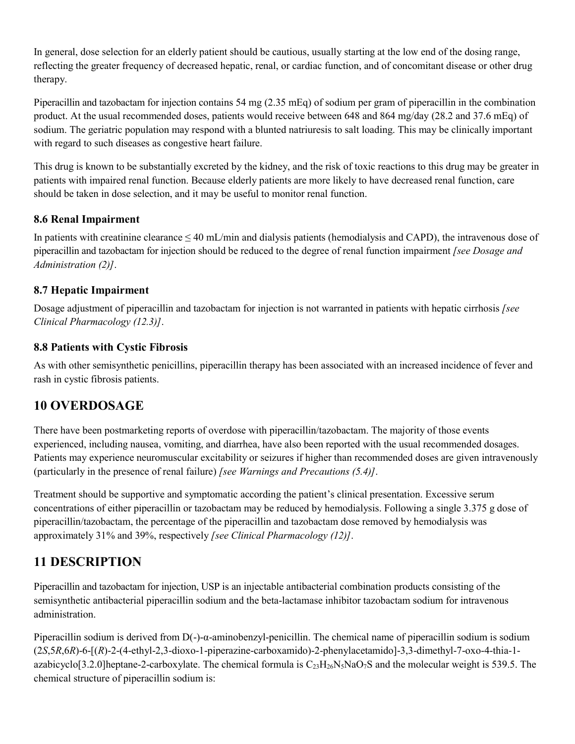In general, dose selection for an elderly patient should be cautious, usually starting at the low end of the dosing range, reflecting the greater frequency of decreased hepatic, renal, or cardiac function, and of concomitant disease or other drug therapy.

Piperacillin and tazobactam for injection contains 54 mg (2.35 mEq) of sodium per gram of piperacillin in the combination product. At the usual recommended doses, patients would receive between 648 and 864 mg/day (28.2 and 37.6 mEq) of sodium. The geriatric population may respond with a blunted natriuresis to salt loading. This may be clinically important with regard to such diseases as congestive heart failure.

This drug is known to be substantially excreted by the kidney, and the risk of toxic reactions to this drug may be greater in patients with impaired renal function. Because elderly patients are more likely to have decreased renal function, care should be taken in dose selection, and it may be useful to monitor renal function.

### 8.6 Renal Impairment

In patients with creatinine clearance ≤ 40 mL/min and dialysis patients (hemodialysis and CAPD), the intravenous dose of piperacillin and tazobactam for injection should be reduced to the degree of renal function impairment *[see Dosage and Administration (2)]*.

### 8.7 Hepatic Impairment

Dosage adjustment of piperacillin and tazobactam for injection is not warranted in patients with hepatic cirrhosis *[see Clinical Pharmacology (12.3)]*.

### 8.8 Patients with Cystic Fibrosis

As with other semisynthetic penicillins, piperacillin therapy has been associated with an increased incidence of fever and rash in cystic fibrosis patients.

## 10 OVERDOSAGE

There have been postmarketing reports of overdose with piperacillin/tazobactam. The majority of those events experienced, including nausea, vomiting, and diarrhea, have also been reported with the usual recommended dosages. Patients may experience neuromuscular excitability or seizures if higher than recommended doses are given intravenously (particularly in the presence of renal failure) *[see Warnings and Precautions (5.4)]*.

Treatment should be supportive and symptomatic according the patient's clinical presentation. Excessive serum concentrations of either piperacillin or tazobactam may be reduced by hemodialysis. Following a single 3.375 g dose of piperacillin/tazobactam, the percentage of the piperacillin and tazobactam dose removed by hemodialysis was approximately 31% and 39%, respectively *[see Clinical Pharmacology (12)]*.

## 11 DESCRIPTION

Piperacillin and tazobactam for injection, USP is an injectable antibacterial combination products consisting of the semisynthetic antibacterial piperacillin sodium and the beta-lactamase inhibitor tazobactam sodium for intravenous administration.

Piperacillin sodium is derived from D(-)-α-aminobenzyl-penicillin. The chemical name of piperacillin sodium is sodium (2*S*,5*R*,6*R*)-6-[(*R*)-2-(4-ethyl-2,3-dioxo-1-piperazine-carboxamido)-2-phenylacetamido]-3,3-dimethyl-7-oxo-4-thia-1-azabicyclo[3.2.0]heptane-2-carboxylate. The chemical formula is $C_{23}H_{26}N_5NaO_7S$ and the molecular weight is 539.5. The chemical structure of piperacillin sodium is: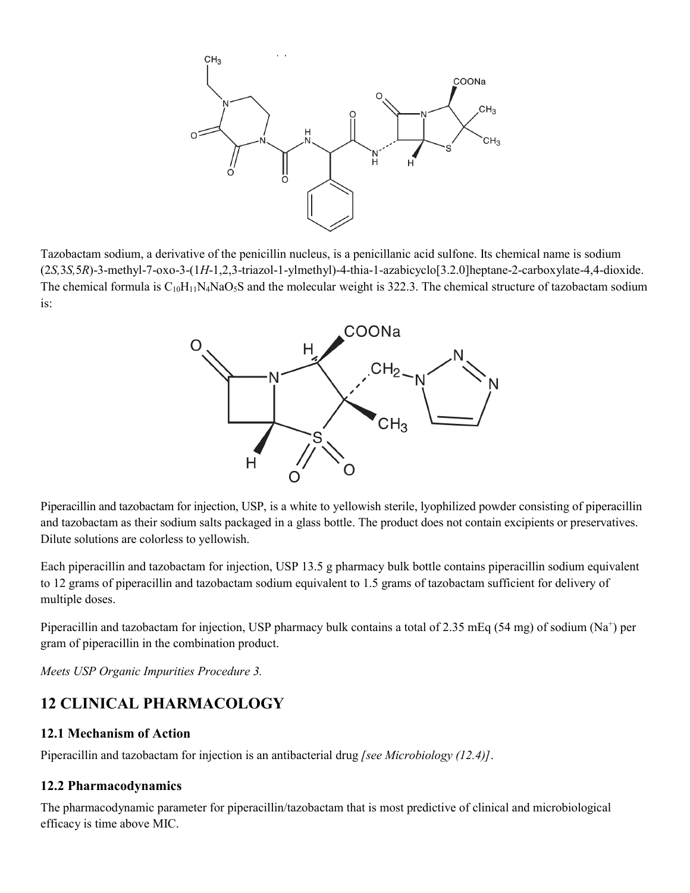Tazobactam sodium, a derivative of the penicillin nucleus, is a penicillanic acid sulfone. Its chemical name is sodium (2*S*,3*S*,5*R*)-3-methyl-7-oxo-3-(1*H*-1,2,3-triazol-1-ylmethyl)-4-thia-1-azabicyclo[3.2.0]heptane-2-carboxylate-4,4-dioxide. The chemical formula is $C_{10}H_{11}N_4NaO_5S$ and the molecular weight is 322.3. The chemical structure of tazobactam sodium is:

Piperacillin and tazobactam for injection, USP, is a white to yellowish sterile, lyophilized powder consisting of piperacillin and tazobactam as their sodium salts packaged in a glass bottle. The product does not contain excipients or preservatives. Dilute solutions are colorless to yellowish.

Each piperacillin and tazobactam for injection, USP 13.5 g pharmacy bulk bottle contains piperacillin sodium equivalent to 12 grams of piperacillin and tazobactam sodium equivalent to 1.5 grams of tazobactam sufficient for delivery of multiple doses.

Piperacillin and tazobactam for injection, USP pharmacy bulk contains a total of 2.35 mEq (54 mg) of sodium ($Na^+$) per gram of piperacillin in the combination product.

*Meets USP Organic Impurities Procedure 3.*

## 12 CLINICAL PHARMACOLOGY

### 12.1 Mechanism of Action

Piperacillin and tazobactam for injection is an antibacterial drug *[see Microbiology (12.4)]*.

### 12.2 Pharmacodynamics

The pharmacodynamic parameter for piperacillin/tazobactam that is most predictive of clinical and microbiological efficacy is time above MIC.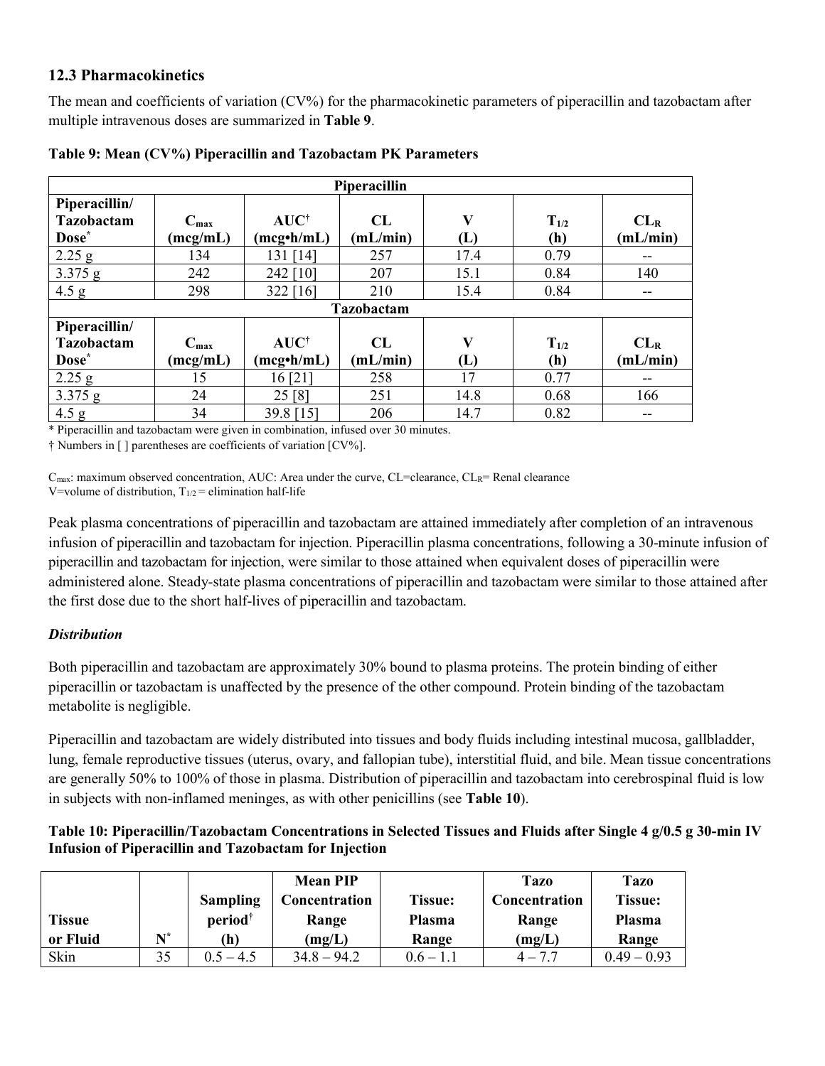### 12.3 Pharmacokinetics

The mean and coefficients of variation (CV%) for the pharmacokinetic parameters of piperacillin and tazobactam after multiple intravenous doses are summarized in **Table 9**.

**Table 9: Mean (CV%) Piperacillin and Tazobactam PK Parameters**

| Piperacillin | | | | | | |
|---|---|---|---|---|---|---|
| **Piperacillin/ Tazobactam Dose*** | **$C_{max}$ (mcg/mL)** | **AUC† (mcg•h/mL)** | **CL (mL/min)** | **V (L)** | **$T_{1/2}$ (h)** | **$CL_R$ (mL/min)** |
| 2.25 g | 134 | 131 [14] | 257 | 17.4 | 0.79 | -- |
| 3.375 g | 242 | 242 [10] | 207 | 15.1 | 0.84 | 140 |
| 4.5 g | 298 | 322 [16] | 210 | 15.4 | 0.84 | -- |
| **Tazobactam** | | | | | | |
| **Piperacillin/ Tazobactam Dose*** | **$C_{max}$ (mcg/mL)** | **AUC† (mcg•h/mL)** | **CL (mL/min)** | **V (L)** | **$T_{1/2}$ (h)** | **$CL_R$ (mL/min)** |
| 2.25 g | 15 | 16 [21] | 258 | 17 | 0.77 | -- |
| 3.375 g | 24 | 25 [8] | 251 | 14.8 | 0.68 | 166 |
| 4.5 g | 34 | 39.8 [15] | 206 | 14.7 | 0.82 | -- |

* Piperacillin and tazobactam were given in combination, infused over 30 minutes.

† Numbers in [ ] parentheses are coefficients of variation [CV%].

$C_{max}$: maximum observed concentration, AUC: Area under the curve, CL=clearance, $CL_R$= Renal clearance
V=volume of distribution, $T_{1/2}$ = elimination half-life

Peak plasma concentrations of piperacillin and tazobactam are attained immediately after completion of an intravenous infusion of piperacillin and tazobactam for injection. Piperacillin plasma concentrations, following a 30-minute infusion of piperacillin and tazobactam for injection, were similar to those attained when equivalent doses of piperacillin were administered alone. Steady-state plasma concentrations of piperacillin and tazobactam were similar to those attained after the first dose due to the short half-lives of piperacillin and tazobactam.

***Distribution***

Both piperacillin and tazobactam are approximately 30% bound to plasma proteins. The protein binding of either piperacillin or tazobactam is unaffected by the presence of the other compound. Protein binding of the tazobactam metabolite is negligible.

Piperacillin and tazobactam are widely distributed into tissues and body fluids including intestinal mucosa, gallbladder, lung, female reproductive tissues (uterus, ovary, and fallopian tube), interstitial fluid, and bile. Mean tissue concentrations are generally 50% to 100% of those in plasma. Distribution of piperacillin and tazobactam into cerebrospinal fluid is low in subjects with non-inflamed meninges, as with other penicillins (see **Table 10**).

**Table 10: Piperacillin/Tazobactam Concentrations in Selected Tissues and Fluids after Single 4 g/0.5 g 30-min IV Infusion of Piperacillin and Tazobactam for Injection**

| Tissue or Fluid | N* | Sampling period† (h) | Mean PIP Concentration Range (mg/L) | Tissue: Plasma Range | Tazo Concentration Range (mg/L) | Tazo Tissue: Plasma Range |
|---|---|---|---|---|---|---|
| Skin | 35 | 0.5 – 4.5 | 34.8 – 94.2 | 0.6 – 1.1 | 4 – 7.7 | 0.49 – 0.93 |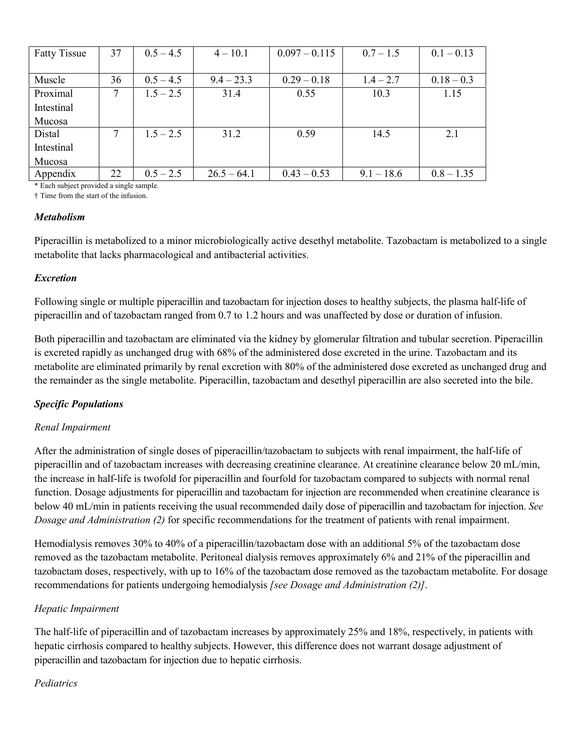| | | | | | | |
|---|---|---|---|---|---|---|
| Fatty Tissue | 37 | 0.5 – 4.5 | 4 – 10.1 | 0.097 – 0.115 | 0.7 – 1.5 | 0.1 – 0.13 |
| Muscle | 36 | 0.5 – 4.5 | 9.4 – 23.3 | 0.29 – 0.18 | 1.4 – 2.7 | 0.18 – 0.3 |
| Proximal Intestinal Mucosa | 7 | 1.5 – 2.5 | 31.4 | 0.55 | 10.3 | 1.15 |
| Distal Intestinal Mucosa | 7 | 1.5 – 2.5 | 31.2 | 0.59 | 14.5 | 2.1 |
| Appendix | 22 | 0.5 – 2.5 | 26.5 – 64.1 | 0.43 – 0.53 | 9.1 – 18.6 | 0.8 – 1.35 |

\* Each subject provided a single sample.

† Time from the start of the infusion.

***Metabolism***

Piperacillin is metabolized to a minor microbiologically active desethyl metabolite. Tazobactam is metabolized to a single metabolite that lacks pharmacological and antibacterial activities.

***Excretion***

Following single or multiple piperacillin and tazobactam for injection doses to healthy subjects, the plasma half-life of piperacillin and of tazobactam ranged from 0.7 to 1.2 hours and was unaffected by dose or duration of infusion.

Both piperacillin and tazobactam are eliminated via the kidney by glomerular filtration and tubular secretion. Piperacillin is excreted rapidly as unchanged drug with 68% of the administered dose excreted in the urine. Tazobactam and its metabolite are eliminated primarily by renal excretion with 80% of the administered dose excreted as unchanged drug and the remainder as the single metabolite. Piperacillin, tazobactam and desethyl piperacillin are also secreted into the bile.

***Specific Populations***

*Renal Impairment*

After the administration of single doses of piperacillin/tazobactam to subjects with renal impairment, the half-life of piperacillin and of tazobactam increases with decreasing creatinine clearance. At creatinine clearance below 20 mL/min, the increase in half-life is twofold for piperacillin and fourfold for tazobactam compared to subjects with normal renal function. Dosage adjustments for piperacillin and tazobactam for injection are recommended when creatinine clearance is below 40 mL/min in patients receiving the usual recommended daily dose of piperacillin and tazobactam for injection. *See Dosage and Administration (2)* for specific recommendations for the treatment of patients with renal impairment.

Hemodialysis removes 30% to 40% of a piperacillin/tazobactam dose with an additional 5% of the tazobactam dose removed as the tazobactam metabolite. Peritoneal dialysis removes approximately 6% and 21% of the piperacillin and tazobactam doses, respectively, with up to 16% of the tazobactam dose removed as the tazobactam metabolite. For dosage recommendations for patients undergoing hemodialysis *[see Dosage and Administration (2)]*.

*Hepatic Impairment*

The half-life of piperacillin and of tazobactam increases by approximately 25% and 18%, respectively, in patients with hepatic cirrhosis compared to healthy subjects. However, this difference does not warrant dosage adjustment of piperacillin and tazobactam for injection due to hepatic cirrhosis.

*Pediatrics*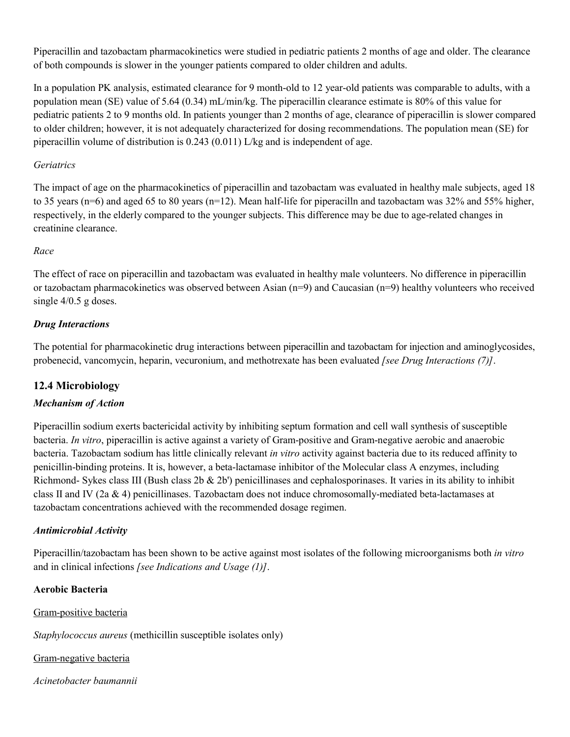Piperacillin and tazobactam pharmacokinetics were studied in pediatric patients 2 months of age and older. The clearance of both compounds is slower in the younger patients compared to older children and adults.

In a population PK analysis, estimated clearance for 9 month-old to 12 year-old patients was comparable to adults, with a population mean (SE) value of 5.64 (0.34) mL/min/kg. The piperacillin clearance estimate is 80% of this value for pediatric patients 2 to 9 months old. In patients younger than 2 months of age, clearance of piperacillin is slower compared to older children; however, it is not adequately characterized for dosing recommendations. The population mean (SE) for piperacillin volume of distribution is 0.243 (0.011) L/kg and is independent of age.

*Geriatrics*

The impact of age on the pharmacokinetics of piperacillin and tazobactam was evaluated in healthy male subjects, aged 18 to 35 years (n=6) and aged 65 to 80 years (n=12). Mean half-life for piperacilln and tazobactam was 32% and 55% higher, respectively, in the elderly compared to the younger subjects. This difference may be due to age-related changes in creatinine clearance.

*Race*

The effect of race on piperacillin and tazobactam was evaluated in healthy male volunteers. No difference in piperacillin or tazobactam pharmacokinetics was observed between Asian (n=9) and Caucasian (n=9) healthy volunteers who received single 4/0.5 g doses.

***Drug Interactions***

The potential for pharmacokinetic drug interactions between piperacillin and tazobactam for injection and aminoglycosides, probenecid, vancomycin, heparin, vecuronium, and methotrexate has been evaluated *[see Drug Interactions (7)]*.

## 12.4 Microbiology

***Mechanism of Action***

Piperacillin sodium exerts bactericidal activity by inhibiting septum formation and cell wall synthesis of susceptible bacteria. *In vitro*, piperacillin is active against a variety of Gram-positive and Gram-negative aerobic and anaerobic bacteria. Tazobactam sodium has little clinically relevant *in vitro* activity against bacteria due to its reduced affinity to penicillin-binding proteins. It is, however, a beta-lactamase inhibitor of the Molecular class A enzymes, including Richmond- Sykes class III (Bush class 2b & 2b') penicillinases and cephalosporinases. It varies in its ability to inhibit class II and IV (2a & 4) penicillinases. Tazobactam does not induce chromosomally-mediated beta-lactamases at tazobactam concentrations achieved with the recommended dosage regimen.

***Antimicrobial Activity***

Piperacillin/tazobactam has been shown to be active against most isolates of the following microorganisms both *in vitro* and in clinical infections *[see Indications and Usage (1)]*.

**Aerobic Bacteria**

Gram-positive bacteria

*Staphylococcus aureus* (methicillin susceptible isolates only)

Gram-negative bacteria

*Acinetobacter baumannii*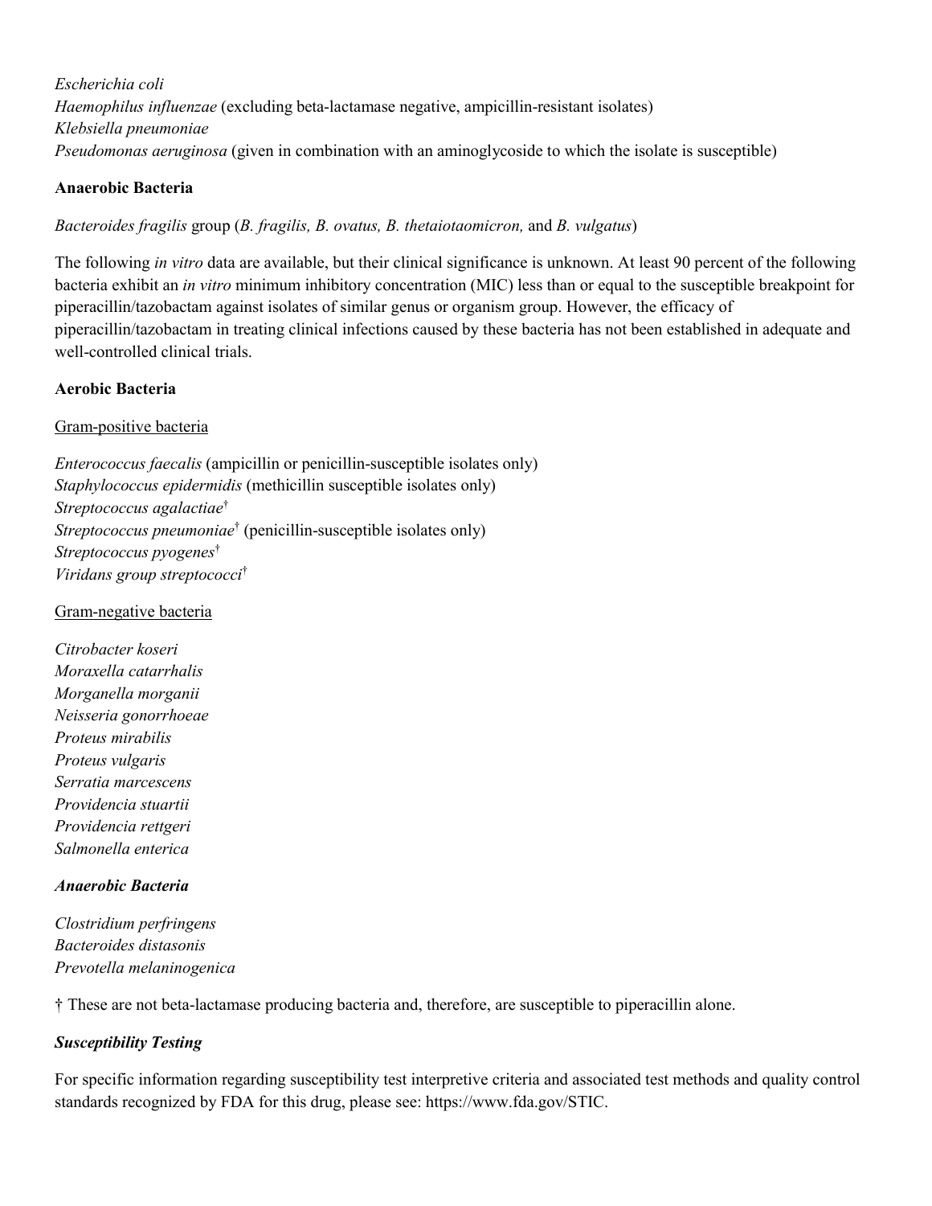*Escherichia coli*
*Haemophilus influenzae* (excluding beta-lactamase negative, ampicillin-resistant isolates)
*Klebsiella pneumoniae*
*Pseudomonas aeruginosa* (given in combination with an aminoglycoside to which the isolate is susceptible)

**Anaerobic Bacteria**

*Bacteroides fragilis* group (*B. fragilis, B. ovatus, B. thetaiotaomicron,* and *B. vulgatus*)

The following *in vitro* data are available, but their clinical significance is unknown. At least 90 percent of the following bacteria exhibit an *in vitro* minimum inhibitory concentration (MIC) less than or equal to the susceptible breakpoint for piperacillin/tazobactam against isolates of similar genus or organism group. However, the efficacy of piperacillin/tazobactam in treating clinical infections caused by these bacteria has not been established in adequate and well-controlled clinical trials.

**Aerobic Bacteria**

Gram-positive bacteria

*Enterococcus faecalis* (ampicillin or penicillin-susceptible isolates only)
*Staphylococcus epidermidis* (methicillin susceptible isolates only)
*Streptococcus agalactiae*†
*Streptococcus pneumoniae*† (penicillin-susceptible isolates only)
*Streptococcus pyogenes*†
*Viridans group streptococci*†

Gram-negative bacteria

*Citrobacter koseri*
*Moraxella catarrhalis*
*Morganella morganii*
*Neisseria gonorrhoeae*
*Proteus mirabilis*
*Proteus vulgaris*
*Serratia marcescens*
*Providencia stuartii*
*Providencia rettgeri*
*Salmonella enterica*

***Anaerobic Bacteria***

*Clostridium perfringens*
*Bacteroides distasonis*
*Prevotella melaninogenica*

† These are not beta-lactamase producing bacteria and, therefore, are susceptible to piperacillin alone.

***Susceptibility Testing***

For specific information regarding susceptibility test interpretive criteria and associated test methods and quality control standards recognized by FDA for this drug, please see: https://www.fda.gov/STIC.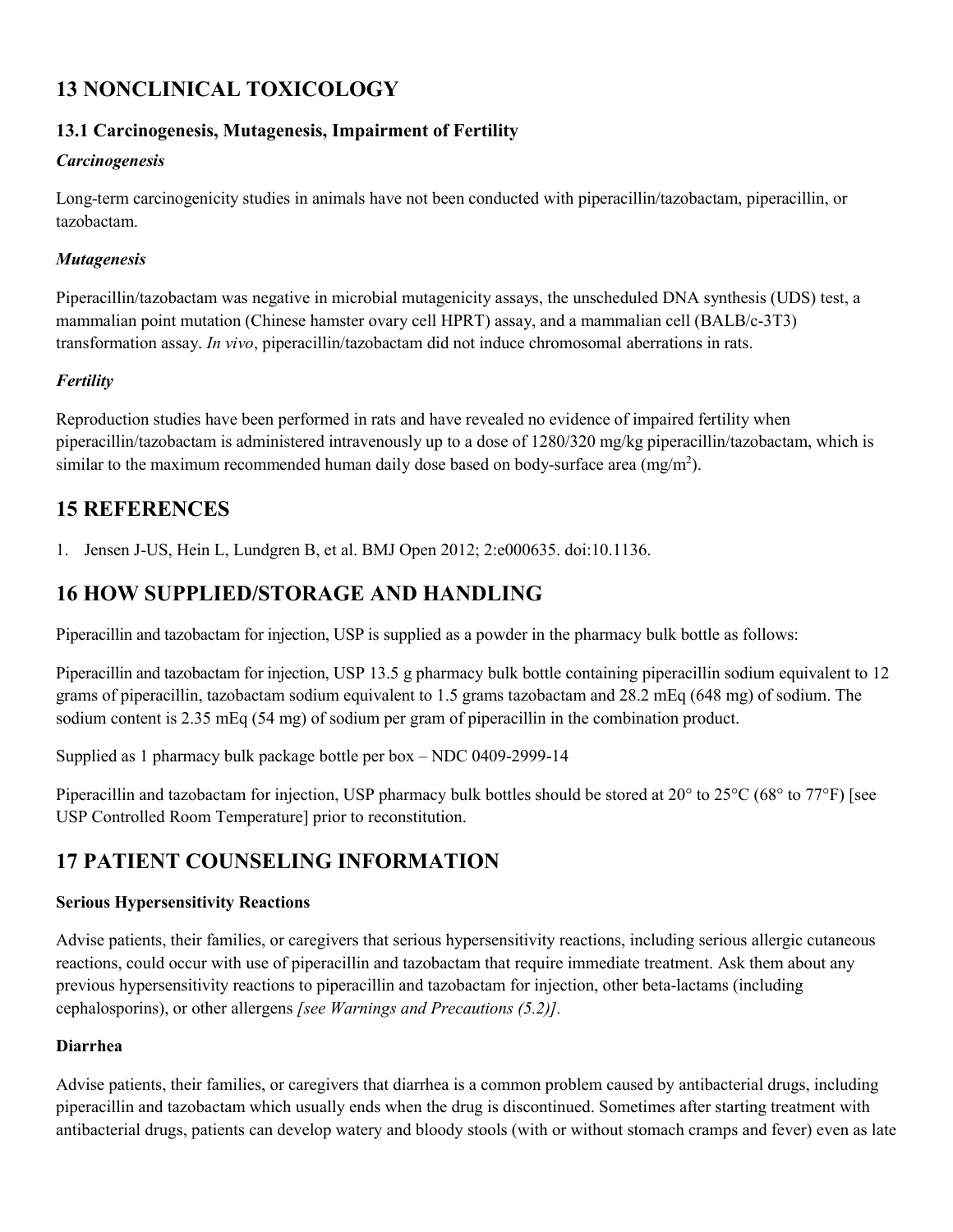## 13 NONCLINICAL TOXICOLOGY

### 13.1 Carcinogenesis, Mutagenesis, Impairment of Fertility

***Carcinogenesis***

Long-term carcinogenicity studies in animals have not been conducted with piperacillin/tazobactam, piperacillin, or tazobactam.

***Mutagenesis***

Piperacillin/tazobactam was negative in microbial mutagenicity assays, the unscheduled DNA synthesis (UDS) test, a mammalian point mutation (Chinese hamster ovary cell HPRT) assay, and a mammalian cell (BALB/c-3T3) transformation assay. *In vivo*, piperacillin/tazobactam did not induce chromosomal aberrations in rats.

***Fertility***

Reproduction studies have been performed in rats and have revealed no evidence of impaired fertility when piperacillin/tazobactam is administered intravenously up to a dose of 1280/320 mg/kg piperacillin/tazobactam, which is similar to the maximum recommended human daily dose based on body-surface area ($mg/m^2$).

## 15 REFERENCES

1. Jensen J-US, Hein L, Lundgren B, et al. BMJ Open 2012; 2:e000635. doi:10.1136.

## 16 HOW SUPPLIED/STORAGE AND HANDLING

Piperacillin and tazobactam for injection, USP is supplied as a powder in the pharmacy bulk bottle as follows:

Piperacillin and tazobactam for injection, USP 13.5 g pharmacy bulk bottle containing piperacillin sodium equivalent to 12 grams of piperacillin, tazobactam sodium equivalent to 1.5 grams tazobactam and 28.2 mEq (648 mg) of sodium. The sodium content is 2.35 mEq (54 mg) of sodium per gram of piperacillin in the combination product.

Supplied as 1 pharmacy bulk package bottle per box – NDC 0409-2999-14

Piperacillin and tazobactam for injection, USP pharmacy bulk bottles should be stored at 20° to 25°C (68° to 77°F) [see USP Controlled Room Temperature] prior to reconstitution.

## 17 PATIENT COUNSELING INFORMATION

**Serious Hypersensitivity Reactions**

Advise patients, their families, or caregivers that serious hypersensitivity reactions, including serious allergic cutaneous reactions, could occur with use of piperacillin and tazobactam that require immediate treatment. Ask them about any previous hypersensitivity reactions to piperacillin and tazobactam for injection, other beta-lactams (including cephalosporins), or other allergens *[see Warnings and Precautions (5.2)]*.

**Diarrhea**

Advise patients, their families, or caregivers that diarrhea is a common problem caused by antibacterial drugs, including piperacillin and tazobactam which usually ends when the drug is discontinued. Sometimes after starting treatment with antibacterial drugs, patients can develop watery and bloody stools (with or without stomach cramps and fever) even as late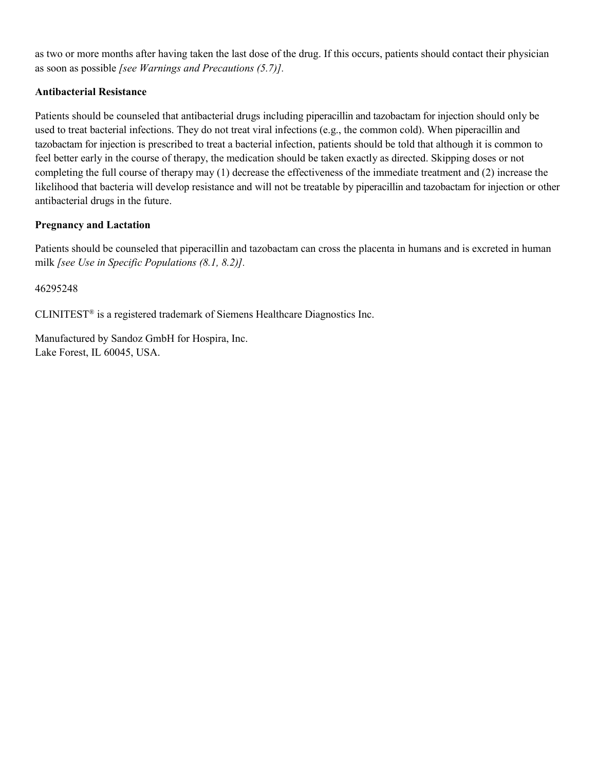as two or more months after having taken the last dose of the drug. If this occurs, patients should contact their physician as soon as possible *[see Warnings and Precautions (5.7)].*

**Antibacterial Resistance**

Patients should be counseled that antibacterial drugs including piperacillin and tazobactam for injection should only be used to treat bacterial infections. They do not treat viral infections (e.g., the common cold). When piperacillin and tazobactam for injection is prescribed to treat a bacterial infection, patients should be told that although it is common to feel better early in the course of therapy, the medication should be taken exactly as directed. Skipping doses or not completing the full course of therapy may (1) decrease the effectiveness of the immediate treatment and (2) increase the likelihood that bacteria will develop resistance and will not be treatable by piperacillin and tazobactam for injection or other antibacterial drugs in the future.

**Pregnancy and Lactation**

Patients should be counseled that piperacillin and tazobactam can cross the placenta in humans and is excreted in human milk *[see Use in Specific Populations (8.1, 8.2)]*.

46295248

CLINITEST® is a registered trademark of Siemens Healthcare Diagnostics Inc.

Manufactured by Sandoz GmbH for Hospira, Inc.
Lake Forest, IL 60045, USA.